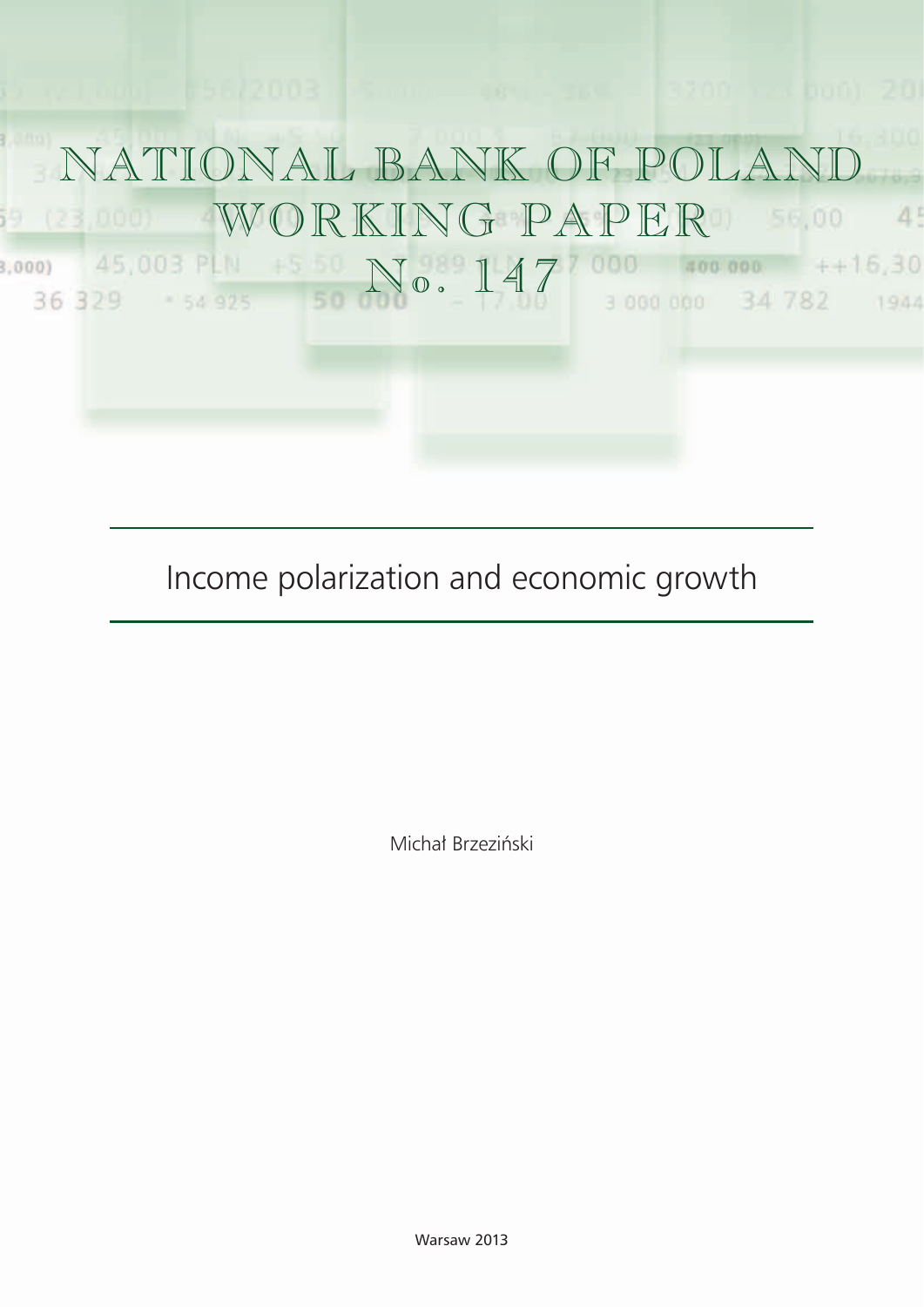# NATIONAL BANK OF POLAND WORKING PAPER

# No. 147

## Income polarization and economic growth

Michał Brzeziński

Warsaw 2013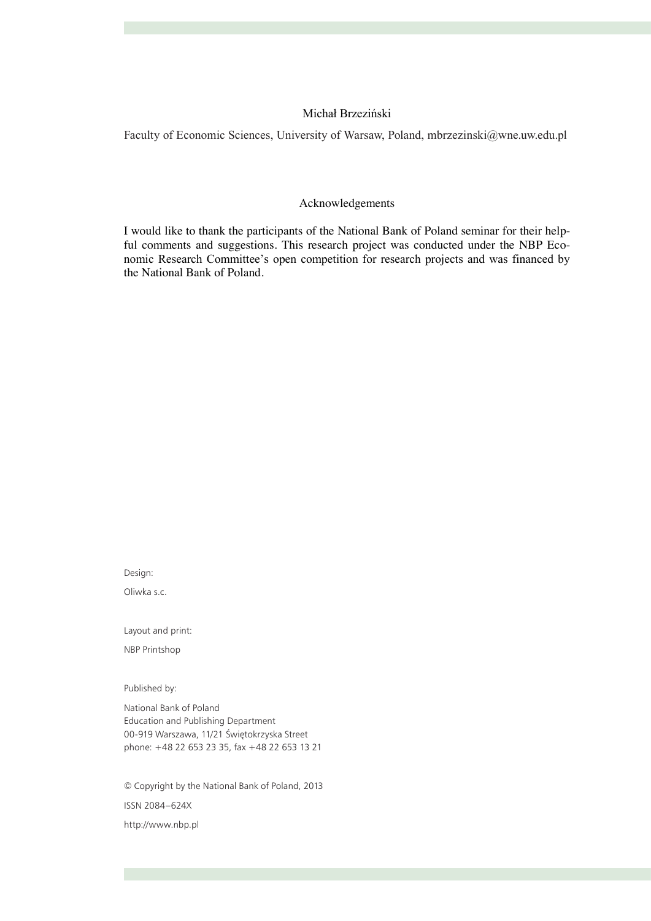Michał Brzeziński

Faculty of Economic Sciences, University of Warsaw, Poland, mbrzezinski@wne.uw.edu.pl

## Acknowledgements

I would like to thank the participants of the National Bank of Poland seminar for their helpful comments and suggestions. This research project was conducted under the NBP Economic Research Committee's open competition for research projects and was financed by the National Bank of Poland.

Design:

Oliwka s.c.

Layout and print:

NBP Printshop

Published by:

National Bank of Poland
Education and Publishing Department
00-919 Warszawa, 11/21 Świętokrzyska Street
phone: +48 22 653 23 35, fax +48 22 653 13 21

© Copyright by the National Bank of Poland, 2013

ISSN 2084–624X

http://www.nbp.pl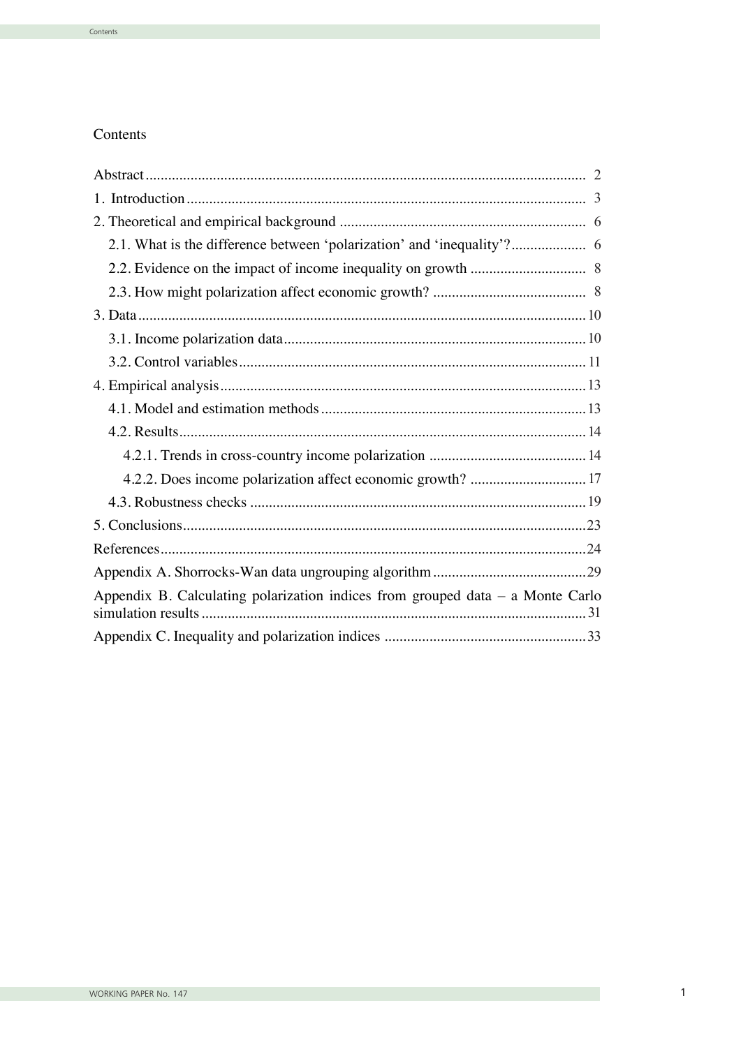# Contents

| | |
|---|---|
| Abstract | 2 |
| 1. Introduction | 3 |
| 2. Theoretical and empirical background | 6 |
| 2.1. What is the difference between 'polarization' and 'inequality'? | 6 |
| 2.2. Evidence on the impact of income inequality on growth | 8 |
| 2.3. How might polarization affect economic growth? | 8 |
| 3. Data | 10 |
| 3.1. Income polarization data | 10 |
| 3.2. Control variables | 11 |
| 4. Empirical analysis | 13 |
| 4.1. Model and estimation methods | 13 |
| 4.2. Results | 14 |
| 4.2.1. Trends in cross-country income polarization | 14 |
| 4.2.2. Does income polarization affect economic growth? | 17 |
| 4.3. Robustness checks | 19 |
| 5. Conclusions | 23 |
| References | 24 |
| Appendix A. Shorrocks-Wan data ungrouping algorithm | 29 |
| Appendix B. Calculating polarization indices from grouped data – a Monte Carlo simulation results | 31 |
| Appendix C. Inequality and polarization indices | 33 |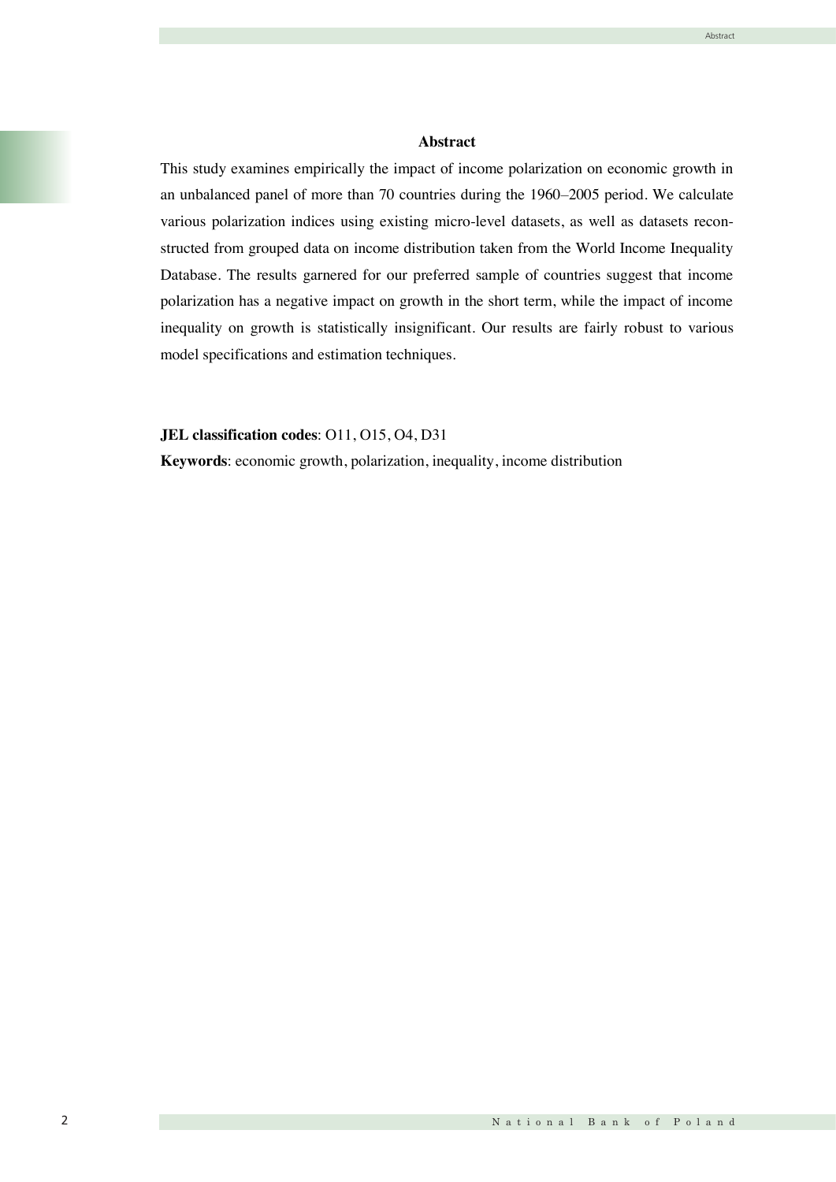## Abstract

This study examines empirically the impact of income polarization on economic growth in an unbalanced panel of more than 70 countries during the 1960–2005 period. We calculate various polarization indices using existing micro-level datasets, as well as datasets reconstructed from grouped data on income distribution taken from the World Income Inequality Database. The results garnered for our preferred sample of countries suggest that income polarization has a negative impact on growth in the short term, while the impact of income inequality on growth is statistically insignificant. Our results are fairly robust to various model specifications and estimation techniques.

**JEL classification codes**: O11, O15, O4, D31

**Keywords**: economic growth, polarization, inequality, income distribution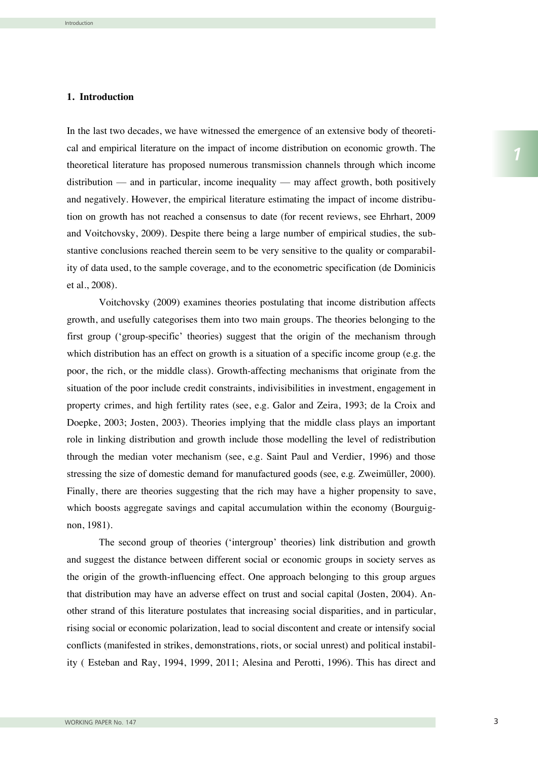# 1. Introduction

In the last two decades, we have witnessed the emergence of an extensive body of theoretical and empirical literature on the impact of income distribution on economic growth. The theoretical literature has proposed numerous transmission channels through which income distribution — and in particular, income inequality — may affect growth, both positively and negatively. However, the empirical literature estimating the impact of income distribution on growth has not reached a consensus to date (for recent reviews, see Ehrhart, 2009 and Voitchovsky, 2009). Despite there being a large number of empirical studies, the substantive conclusions reached therein seem to be very sensitive to the quality or comparability of data used, to the sample coverage, and to the econometric specification (de Dominicis et al., 2008).

Voitchovsky (2009) examines theories postulating that income distribution affects growth, and usefully categorises them into two main groups. The theories belonging to the first group ('group-specific' theories) suggest that the origin of the mechanism through which distribution has an effect on growth is a situation of a specific income group (e.g. the poor, the rich, or the middle class). Growth-affecting mechanisms that originate from the situation of the poor include credit constraints, indivisibilities in investment, engagement in property crimes, and high fertility rates (see, e.g. Galor and Zeira, 1993; de la Croix and Doepke, 2003; Josten, 2003). Theories implying that the middle class plays an important role in linking distribution and growth include those modelling the level of redistribution through the median voter mechanism (see, e.g. Saint Paul and Verdier, 1996) and those stressing the size of domestic demand for manufactured goods (see, e.g. Zweimüller, 2000). Finally, there are theories suggesting that the rich may have a higher propensity to save, which boosts aggregate savings and capital accumulation within the economy (Bourguignon, 1981).

The second group of theories ('intergroup' theories) link distribution and growth and suggest the distance between different social or economic groups in society serves as the origin of the growth-influencing effect. One approach belonging to this group argues that distribution may have an adverse effect on trust and social capital (Josten, 2004). Another strand of this literature postulates that increasing social disparities, and in particular, rising social or economic polarization, lead to social discontent and create or intensify social conflicts (manifested in strikes, demonstrations, riots, or social unrest) and political instability ( Esteban and Ray, 1994, 1999, 2011; Alesina and Perotti, 1996). This has direct and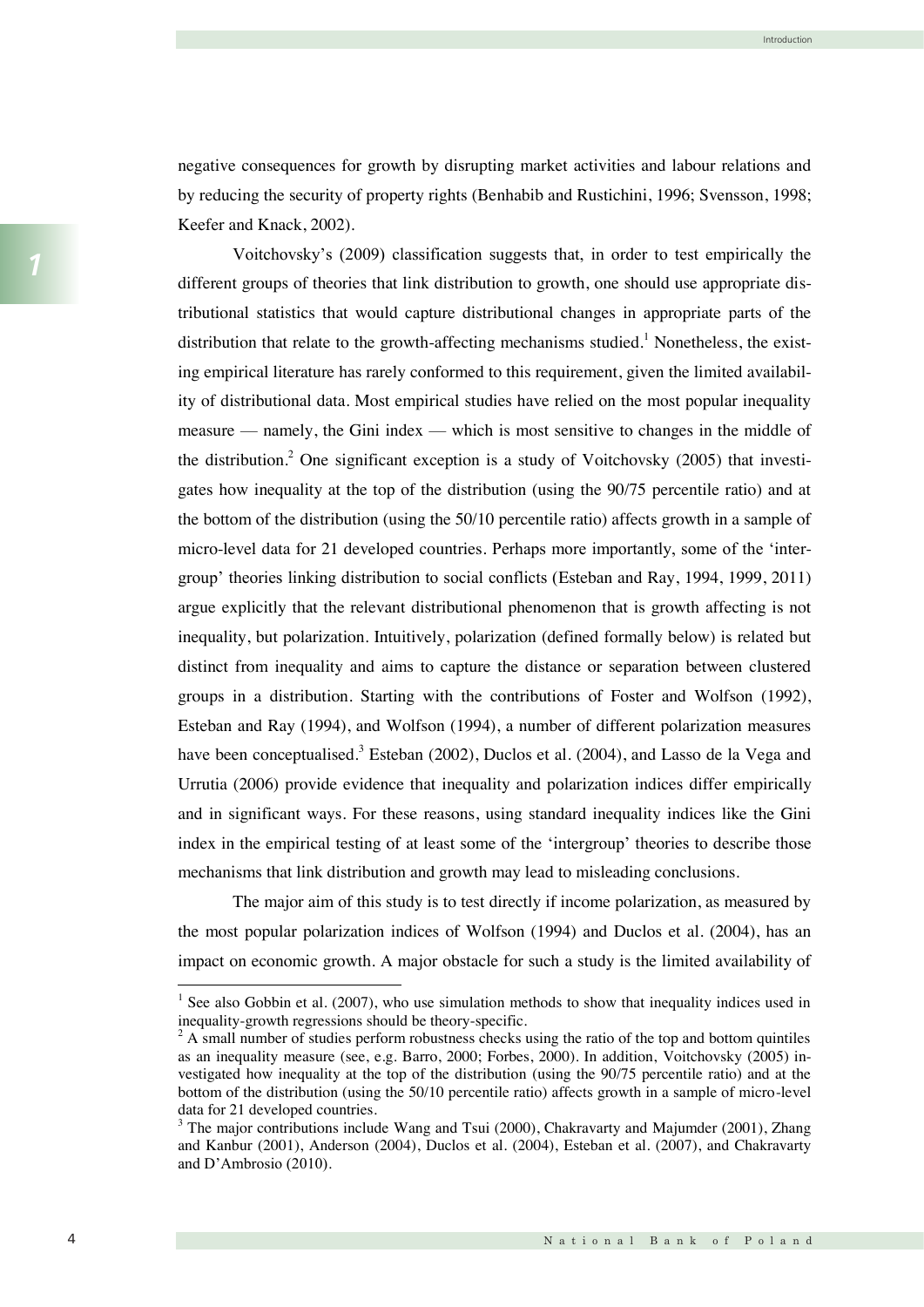negative consequences for growth by disrupting market activities and labour relations and by reducing the security of property rights (Benhabib and Rustichini, 1996; Svensson, 1998; Keefer and Knack, 2002).

Voitchovsky's (2009) classification suggests that, in order to test empirically the different groups of theories that link distribution to growth, one should use appropriate distributional statistics that would capture distributional changes in appropriate parts of the distribution that relate to the growth-affecting mechanisms studied.[1] Nonetheless, the existing empirical literature has rarely conformed to this requirement, given the limited availability of distributional data. Most empirical studies have relied on the most popular inequality measure — namely, the Gini index — which is most sensitive to changes in the middle of the distribution.[2] One significant exception is a study of Voitchovsky (2005) that investigates how inequality at the top of the distribution (using the 90/75 percentile ratio) and at the bottom of the distribution (using the 50/10 percentile ratio) affects growth in a sample of micro-level data for 21 developed countries. Perhaps more importantly, some of the 'intergroup' theories linking distribution to social conflicts (Esteban and Ray, 1994, 1999, 2011) argue explicitly that the relevant distributional phenomenon that is growth affecting is not inequality, but polarization. Intuitively, polarization (defined formally below) is related but distinct from inequality and aims to capture the distance or separation between clustered groups in a distribution. Starting with the contributions of Foster and Wolfson (1992), Esteban and Ray (1994), and Wolfson (1994), a number of different polarization measures have been conceptualised.[3] Esteban (2002), Duclos et al. (2004), and Lasso de la Vega and Urrutia (2006) provide evidence that inequality and polarization indices differ empirically and in significant ways. For these reasons, using standard inequality indices like the Gini index in the empirical testing of at least some of the 'intergroup' theories to describe those mechanisms that link distribution and growth may lead to misleading conclusions.

The major aim of this study is to test directly if income polarization, as measured by the most popular polarization indices of Wolfson (1994) and Duclos et al. (2004), has an impact on economic growth. A major obstacle for such a study is the limited availability of

---

[1] See also Gobbin et al. (2007), who use simulation methods to show that inequality indices used in inequality-growth regressions should be theory-specific.

[2] A small number of studies perform robustness checks using the ratio of the top and bottom quintiles as an inequality measure (see, e.g. Barro, 2000; Forbes, 2000). In addition, Voitchovsky (2005) investigated how inequality at the top of the distribution (using the 90/75 percentile ratio) and at the bottom of the distribution (using the 50/10 percentile ratio) affects growth in a sample of micro-level data for 21 developed countries.

[3] The major contributions include Wang and Tsui (2000), Chakravarty and Majumder (2001), Zhang and Kanbur (2001), Anderson (2004), Duclos et al. (2004), Esteban et al. (2007), and Chakravarty and D'Ambrosio (2010).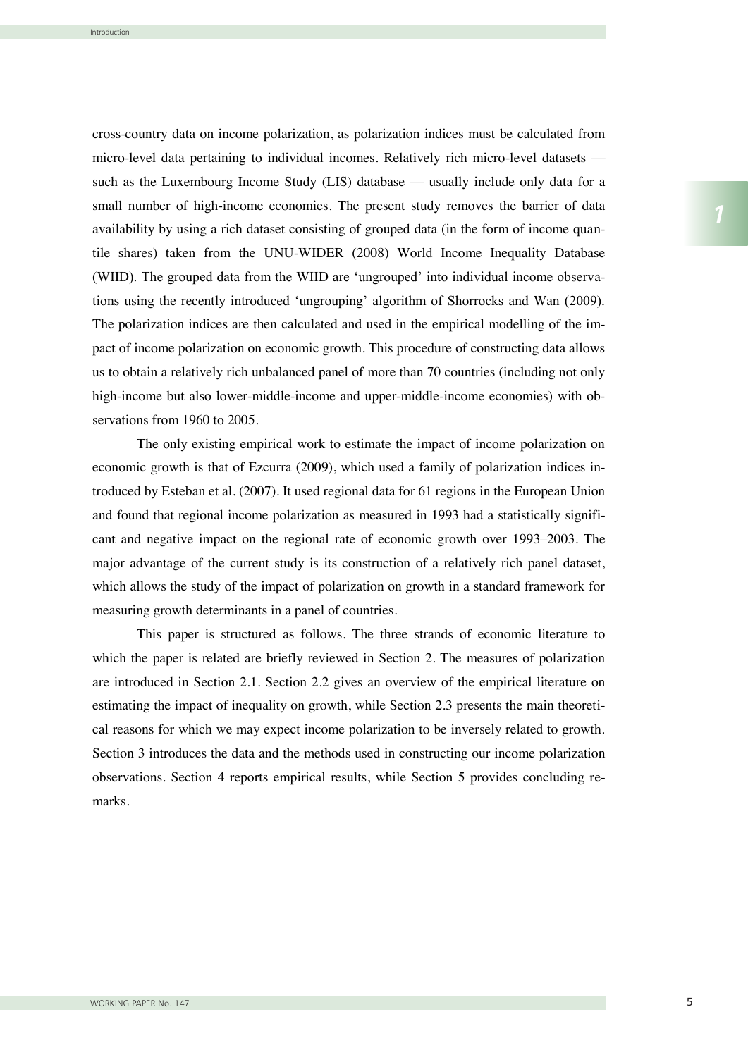cross-country data on income polarization, as polarization indices must be calculated from micro-level data pertaining to individual incomes. Relatively rich micro-level datasets — such as the Luxembourg Income Study (LIS) database — usually include only data for a small number of high-income economies. The present study removes the barrier of data availability by using a rich dataset consisting of grouped data (in the form of income quantile shares) taken from the UNU-WIDER (2008) World Income Inequality Database (WIID). The grouped data from the WIID are 'ungrouped' into individual income observations using the recently introduced 'ungrouping' algorithm of Shorrocks and Wan (2009). The polarization indices are then calculated and used in the empirical modelling of the impact of income polarization on economic growth. This procedure of constructing data allows us to obtain a relatively rich unbalanced panel of more than 70 countries (including not only high-income but also lower-middle-income and upper-middle-income economies) with observations from 1960 to 2005.

The only existing empirical work to estimate the impact of income polarization on economic growth is that of Ezcurra (2009), which used a family of polarization indices introduced by Esteban et al. (2007). It used regional data for 61 regions in the European Union and found that regional income polarization as measured in 1993 had a statistically significant and negative impact on the regional rate of economic growth over 1993–2003. The major advantage of the current study is its construction of a relatively rich panel dataset, which allows the study of the impact of polarization on growth in a standard framework for measuring growth determinants in a panel of countries.

This paper is structured as follows. The three strands of economic literature to which the paper is related are briefly reviewed in Section 2. The measures of polarization are introduced in Section 2.1. Section 2.2 gives an overview of the empirical literature on estimating the impact of inequality on growth, while Section 2.3 presents the main theoretical reasons for which we may expect income polarization to be inversely related to growth. Section 3 introduces the data and the methods used in constructing our income polarization observations. Section 4 reports empirical results, while Section 5 provides concluding remarks.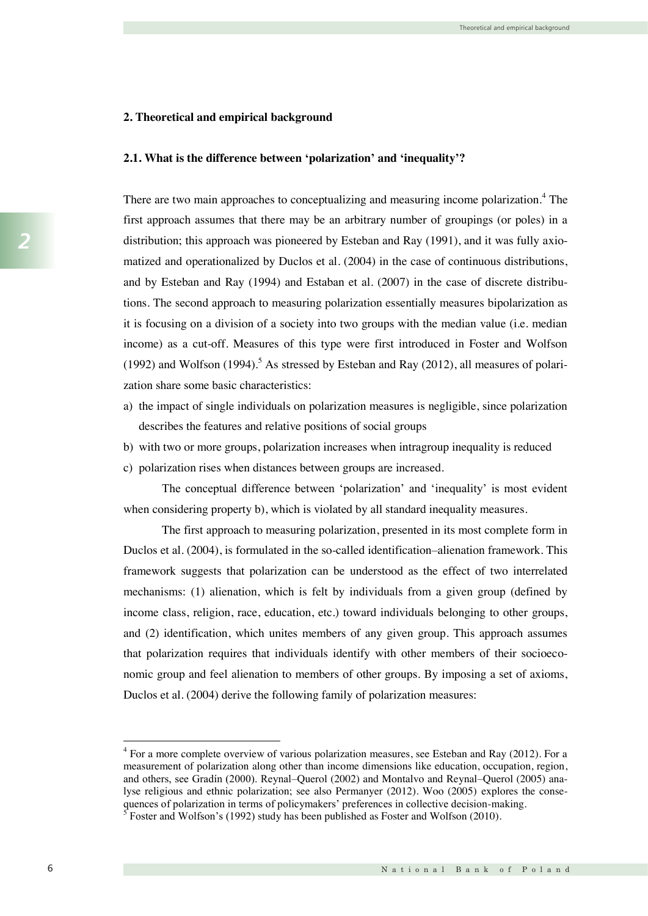## 2. Theoretical and empirical background

### 2.1. What is the difference between 'polarization' and 'inequality'?

There are two main approaches to conceptualizing and measuring income polarization.[4] The first approach assumes that there may be an arbitrary number of groupings (or poles) in a distribution; this approach was pioneered by Esteban and Ray (1991), and it was fully axiomatized and operationalized by Duclos et al. (2004) in the case of continuous distributions, and by Esteban and Ray (1994) and Estaban et al. (2007) in the case of discrete distributions. The second approach to measuring polarization essentially measures bipolarization as it is focusing on a division of a society into two groups with the median value (i.e. median income) as a cut-off. Measures of this type were first introduced in Foster and Wolfson (1992) and Wolfson (1994).[5] As stressed by Esteban and Ray (2012), all measures of polarization share some basic characteristics:

a) the impact of single individuals on polarization measures is negligible, since polarization describes the features and relative positions of social groups
b) with two or more groups, polarization increases when intragroup inequality is reduced
c) polarization rises when distances between groups are increased.

The conceptual difference between 'polarization' and 'inequality' is most evident when considering property b), which is violated by all standard inequality measures.

The first approach to measuring polarization, presented in its most complete form in Duclos et al. (2004), is formulated in the so-called identification–alienation framework. This framework suggests that polarization can be understood as the effect of two interrelated mechanisms: (1) alienation, which is felt by individuals from a given group (defined by income class, religion, race, education, etc.) toward individuals belonging to other groups, and (2) identification, which unites members of any given group. This approach assumes that polarization requires that individuals identify with other members of their socioeconomic group and feel alienation to members of other groups. By imposing a set of axioms, Duclos et al. (2004) derive the following family of polarization measures:

---

[4] For a more complete overview of various polarization measures, see Esteban and Ray (2012). For a measurement of polarization along other than income dimensions like education, occupation, region, and others, see Gradín (2000). Reynal–Querol (2002) and Montalvo and Reynal–Querol (2005) analyse religious and ethnic polarization; see also Permanyer (2012). Woo (2005) explores the consequences of polarization in terms of policymakers' preferences in collective decision-making.

[5] Foster and Wolfson's (1992) study has been published as Foster and Wolfson (2010).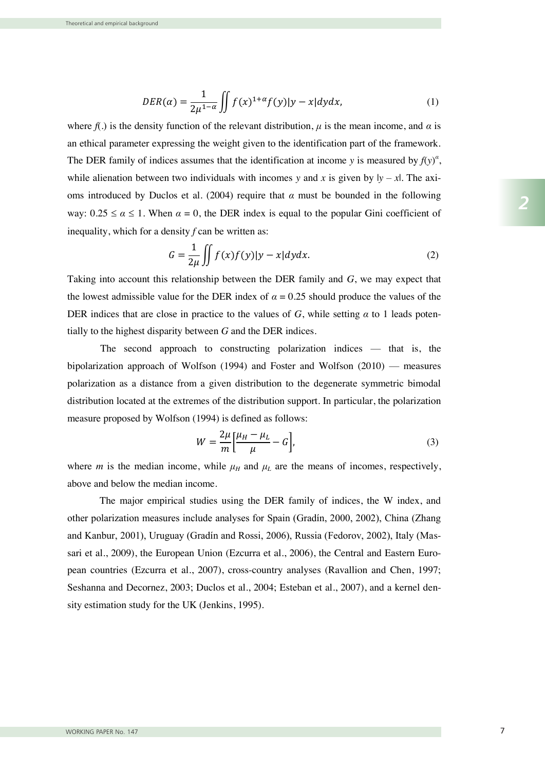$$DER(\alpha) = \frac{1}{2\mu^{1-\alpha}} \iint f(x)^{1+\alpha} f(y)|y - x| dy dx, \tag{1}$$

where $f(.)$ is the density function of the relevant distribution, $\mu$ is the mean income, and $\alpha$ is an ethical parameter expressing the weight given to the identification part of the framework. The DER family of indices assumes that the identification at income $y$ is measured by $f(y)^{\alpha}$, while alienation between two individuals with incomes $y$ and $x$ is given by $|y - x|$. The axioms introduced by Duclos et al. (2004) require that $\alpha$ must be bounded in the following way: $0.25 \leq \alpha \leq 1$. When $\alpha = 0$, the DER index is equal to the popular Gini coefficient of inequality, which for a density $f$ can be written as:

$$G = \frac{1}{2\mu} \iint f(x) f(y)|y - x| dy dx. \tag{2}$$

Taking into account this relationship between the DER family and $G$, we may expect that the lowest admissible value for the DER index of $\alpha = 0.25$ should produce the values of the DER indices that are close in practice to the values of $G$, while setting $\alpha$ to 1 leads potentially to the highest disparity between $G$ and the DER indices.

The second approach to constructing polarization indices — that is, the bipolarization approach of Wolfson (1994) and Foster and Wolfson (2010) — measures polarization as a distance from a given distribution to the degenerate symmetric bimodal distribution located at the extremes of the distribution support. In particular, the polarization measure proposed by Wolfson (1994) is defined as follows:

$$W = \frac{2\mu}{m}\left[\frac{\mu_H - \mu_L}{\mu} - G\right], \tag{3}$$

where $m$ is the median income, while $\mu_H$ and $\mu_L$ are the means of incomes, respectively, above and below the median income.

The major empirical studies using the DER family of indices, the W index, and other polarization measures include analyses for Spain (Gradín, 2000, 2002), China (Zhang and Kanbur, 2001), Uruguay (Gradín and Rossi, 2006), Russia (Fedorov, 2002), Italy (Massari et al., 2009), the European Union (Ezcurra et al., 2006), the Central and Eastern European countries (Ezcurra et al., 2007), cross-country analyses (Ravallion and Chen, 1997; Seshanna and Decornez, 2003; Duclos et al., 2004; Esteban et al., 2007), and a kernel density estimation study for the UK (Jenkins, 1995).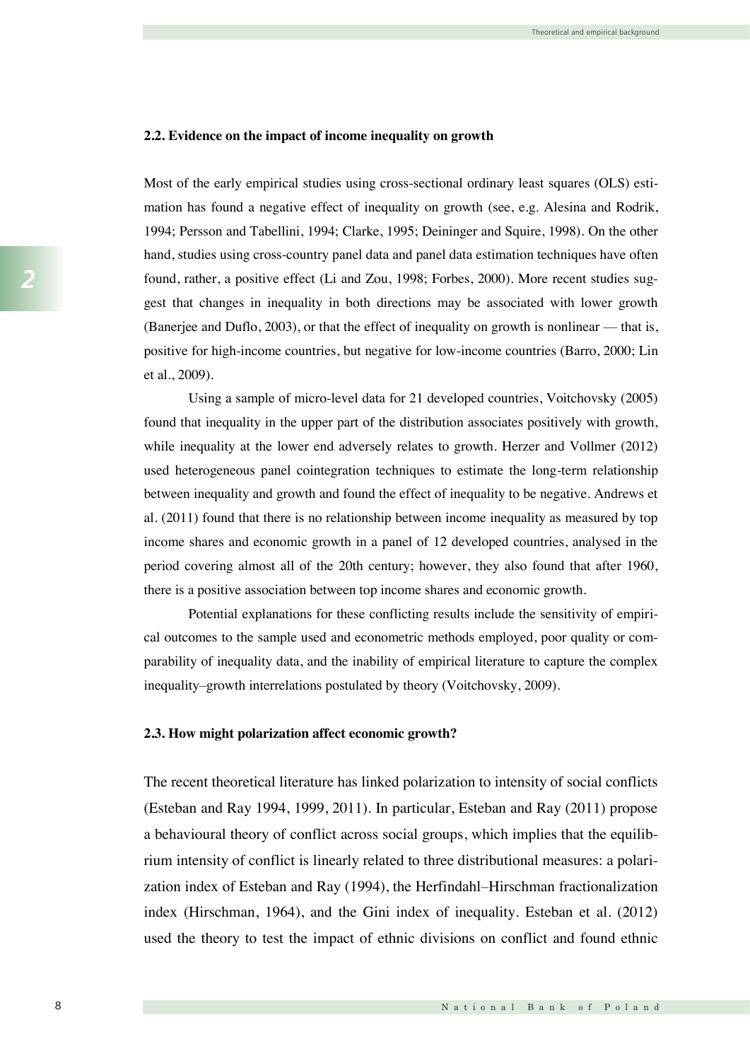### 2.2. Evidence on the impact of income inequality on growth

Most of the early empirical studies using cross-sectional ordinary least squares (OLS) estimation has found a negative effect of inequality on growth (see, e.g. Alesina and Rodrik, 1994; Persson and Tabellini, 1994; Clarke, 1995; Deininger and Squire, 1998). On the other hand, studies using cross-country panel data and panel data estimation techniques have often found, rather, a positive effect (Li and Zou, 1998; Forbes, 2000). More recent studies suggest that changes in inequality in both directions may be associated with lower growth (Banerjee and Duflo, 2003), or that the effect of inequality on growth is nonlinear — that is, positive for high-income countries, but negative for low-income countries (Barro, 2000; Lin et al., 2009).

Using a sample of micro-level data for 21 developed countries, Voitchovsky (2005) found that inequality in the upper part of the distribution associates positively with growth, while inequality at the lower end adversely relates to growth. Herzer and Vollmer (2012) used heterogeneous panel cointegration techniques to estimate the long-term relationship between inequality and growth and found the effect of inequality to be negative. Andrews et al. (2011) found that there is no relationship between income inequality as measured by top income shares and economic growth in a panel of 12 developed countries, analysed in the period covering almost all of the 20th century; however, they also found that after 1960, there is a positive association between top income shares and economic growth.

Potential explanations for these conflicting results include the sensitivity of empirical outcomes to the sample used and econometric methods employed, poor quality or comparability of inequality data, and the inability of empirical literature to capture the complex inequality–growth interrelations postulated by theory (Voitchovsky, 2009).

### 2.3. How might polarization affect economic growth?

The recent theoretical literature has linked polarization to intensity of social conflicts (Esteban and Ray 1994, 1999, 2011). In particular, Esteban and Ray (2011) propose a behavioural theory of conflict across social groups, which implies that the equilibrium intensity of conflict is linearly related to three distributional measures: a polarization index of Esteban and Ray (1994), the Herfindahl–Hirschman fractionalization index (Hirschman, 1964), and the Gini index of inequality. Esteban et al. (2012) used the theory to test the impact of ethnic divisions on conflict and found ethnic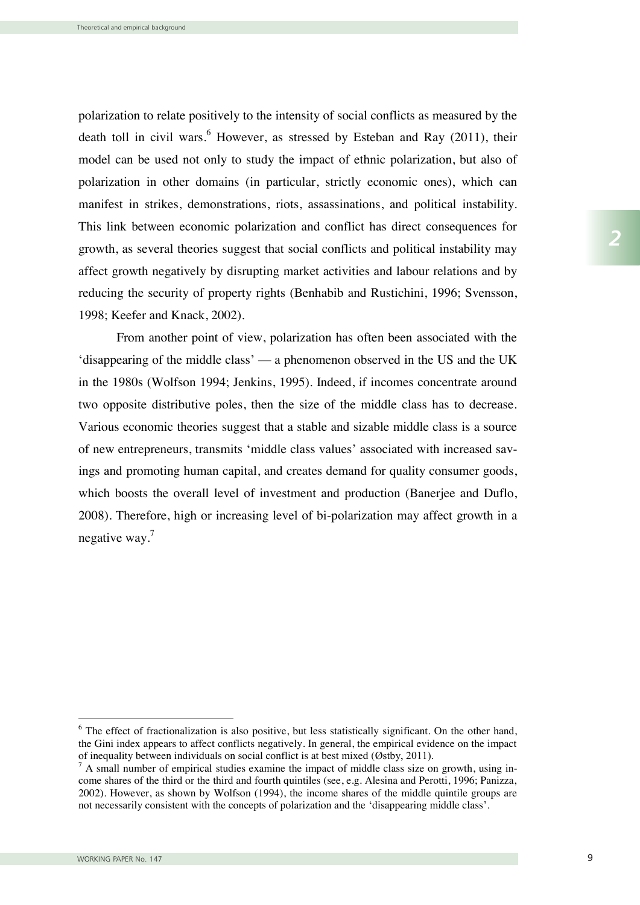polarization to relate positively to the intensity of social conflicts as measured by the death toll in civil wars.[6] However, as stressed by Esteban and Ray (2011), their model can be used not only to study the impact of ethnic polarization, but also of polarization in other domains (in particular, strictly economic ones), which can manifest in strikes, demonstrations, riots, assassinations, and political instability. This link between economic polarization and conflict has direct consequences for growth, as several theories suggest that social conflicts and political instability may affect growth negatively by disrupting market activities and labour relations and by reducing the security of property rights (Benhabib and Rustichini, 1996; Svensson, 1998; Keefer and Knack, 2002).

From another point of view, polarization has often been associated with the 'disappearing of the middle class' — a phenomenon observed in the US and the UK in the 1980s (Wolfson 1994; Jenkins, 1995). Indeed, if incomes concentrate around two opposite distributive poles, then the size of the middle class has to decrease. Various economic theories suggest that a stable and sizable middle class is a source of new entrepreneurs, transmits 'middle class values' associated with increased savings and promoting human capital, and creates demand for quality consumer goods, which boosts the overall level of investment and production (Banerjee and Duflo, 2008). Therefore, high or increasing level of bi-polarization may affect growth in a negative way.[7]

---

[6] The effect of fractionalization is also positive, but less statistically significant. On the other hand, the Gini index appears to affect conflicts negatively. In general, the empirical evidence on the impact of inequality between individuals on social conflict is at best mixed (Østby, 2011).

[7] A small number of empirical studies examine the impact of middle class size on growth, using income shares of the third or the third and fourth quintiles (see, e.g. Alesina and Perotti, 1996; Panizza, 2002). However, as shown by Wolfson (1994), the income shares of the middle quintile groups are not necessarily consistent with the concepts of polarization and the 'disappearing middle class'.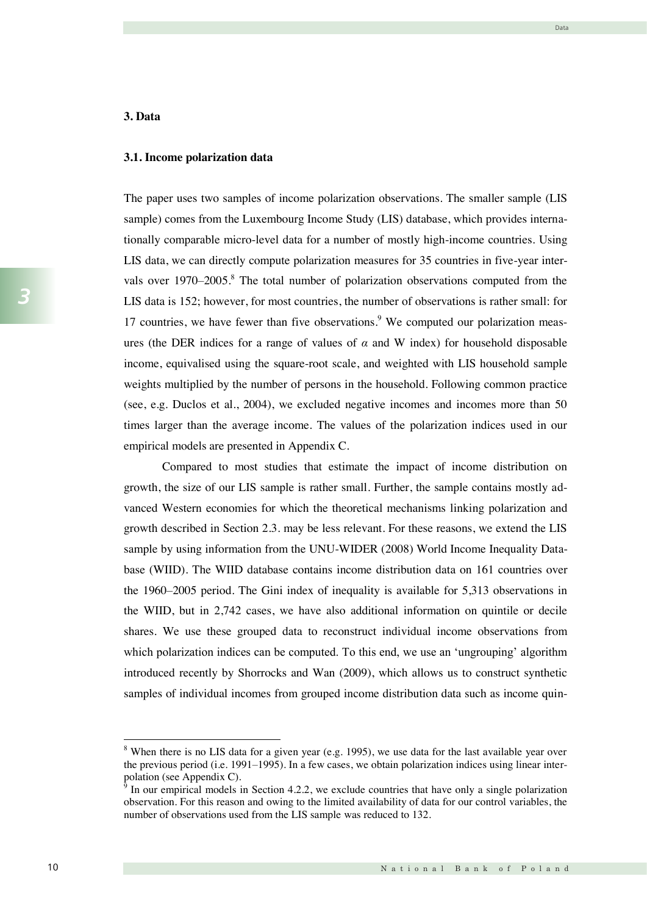## 3. Data

### 3.1. Income polarization data

The paper uses two samples of income polarization observations. The smaller sample (LIS sample) comes from the Luxembourg Income Study (LIS) database, which provides internationally comparable micro-level data for a number of mostly high-income countries. Using LIS data, we can directly compute polarization measures for 35 countries in five-year intervals over 1970–2005.[8] The total number of polarization observations computed from the LIS data is 152; however, for most countries, the number of observations is rather small: for 17 countries, we have fewer than five observations.[9] We computed our polarization measures (the DER indices for a range of values of $\alpha$ and W index) for household disposable income, equivalised using the square-root scale, and weighted with LIS household sample weights multiplied by the number of persons in the household. Following common practice (see, e.g. Duclos et al., 2004), we excluded negative incomes and incomes more than 50 times larger than the average income. The values of the polarization indices used in our empirical models are presented in Appendix C.

Compared to most studies that estimate the impact of income distribution on growth, the size of our LIS sample is rather small. Further, the sample contains mostly advanced Western economies for which the theoretical mechanisms linking polarization and growth described in Section 2.3. may be less relevant. For these reasons, we extend the LIS sample by using information from the UNU-WIDER (2008) World Income Inequality Database (WIID). The WIID database contains income distribution data on 161 countries over the 1960–2005 period. The Gini index of inequality is available for 5,313 observations in the WIID, but in 2,742 cases, we have also additional information on quintile or decile shares. We use these grouped data to reconstruct individual income observations from which polarization indices can be computed. To this end, we use an 'ungrouping' algorithm introduced recently by Shorrocks and Wan (2009), which allows us to construct synthetic samples of individual incomes from grouped income distribution data such as income quin-

---

[8] When there is no LIS data for a given year (e.g. 1995), we use data for the last available year over the previous period (i.e. 1991–1995). In a few cases, we obtain polarization indices using linear interpolation (see Appendix C).

[9] In our empirical models in Section 4.2.2, we exclude countries that have only a single polarization observation. For this reason and owing to the limited availability of data for our control variables, the number of observations used from the LIS sample was reduced to 132.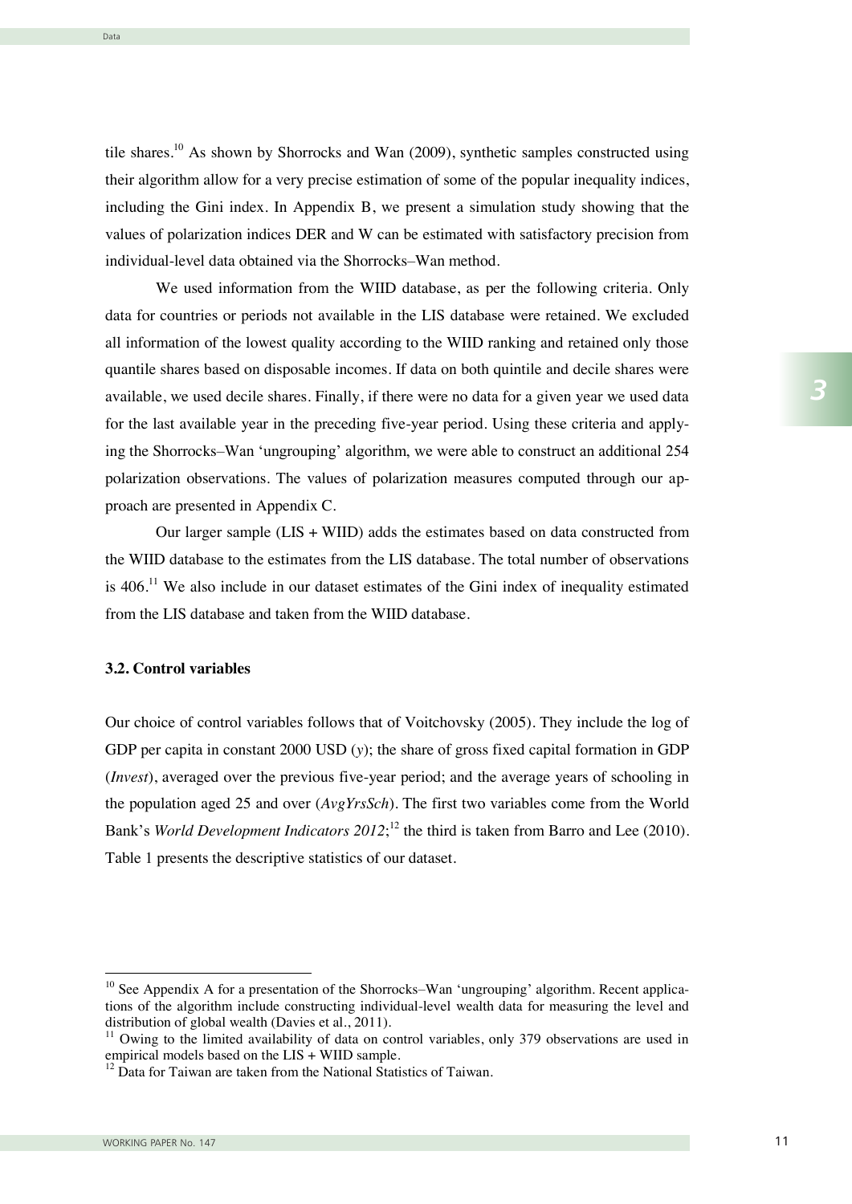tile shares.[10] As shown by Shorrocks and Wan (2009), synthetic samples constructed using their algorithm allow for a very precise estimation of some of the popular inequality indices, including the Gini index. In Appendix B, we present a simulation study showing that the values of polarization indices DER and W can be estimated with satisfactory precision from individual-level data obtained via the Shorrocks–Wan method.

We used information from the WIID database, as per the following criteria. Only data for countries or periods not available in the LIS database were retained. We excluded all information of the lowest quality according to the WIID ranking and retained only those quantile shares based on disposable incomes. If data on both quintile and decile shares were available, we used decile shares. Finally, if there were no data for a given year we used data for the last available year in the preceding five-year period. Using these criteria and applying the Shorrocks–Wan 'ungrouping' algorithm, we were able to construct an additional 254 polarization observations. The values of polarization measures computed through our approach are presented in Appendix C.

Our larger sample (LIS + WIID) adds the estimates based on data constructed from the WIID database to the estimates from the LIS database. The total number of observations is 406.[11] We also include in our dataset estimates of the Gini index of inequality estimated from the LIS database and taken from the WIID database.

### 3.2. Control variables

Our choice of control variables follows that of Voitchovsky (2005). They include the log of GDP per capita in constant 2000 USD ($y$); the share of gross fixed capital formation in GDP (*Invest*), averaged over the previous five-year period; and the average years of schooling in the population aged 25 and over (*AvgYrsSch*). The first two variables come from the World Bank's *World Development Indicators 2012*;[12] the third is taken from Barro and Lee (2010). Table 1 presents the descriptive statistics of our dataset.

---

[10] See Appendix A for a presentation of the Shorrocks–Wan 'ungrouping' algorithm. Recent applications of the algorithm include constructing individual-level wealth data for measuring the level and distribution of global wealth (Davies et al., 2011).

[11] Owing to the limited availability of data on control variables, only 379 observations are used in empirical models based on the LIS + WIID sample.

[12] Data for Taiwan are taken from the National Statistics of Taiwan.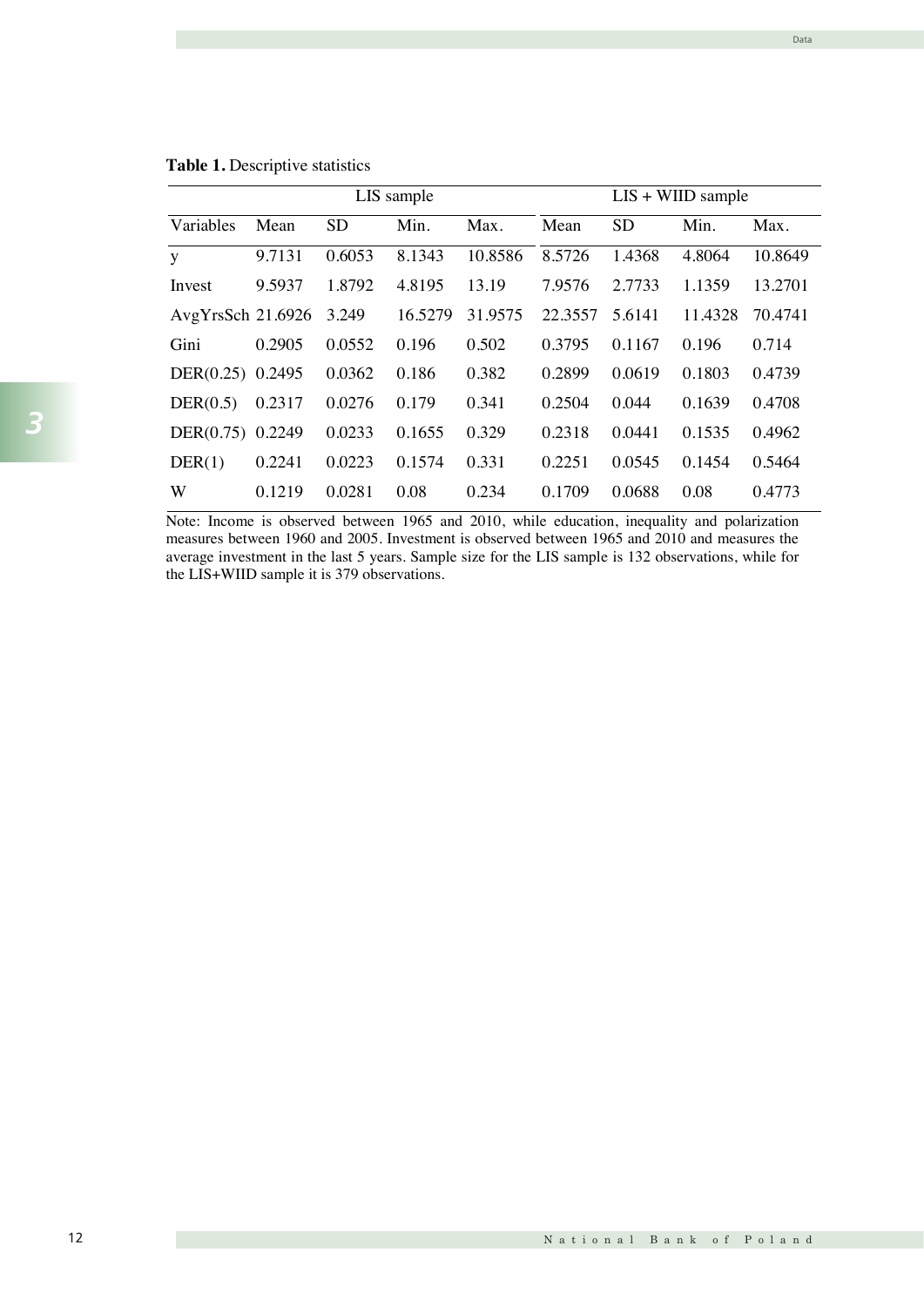**Table 1.** Descriptive statistics

| | LIS sample | | | | LIS + WIID sample | | | |
|---|---|---|---|---|---|---|---|---|
| Variables | Mean | SD | Min. | Max. | Mean | SD | Min. | Max. |
| y | 9.7131 | 0.6053 | 8.1343 | 10.8586 | 8.5726 | 1.4368 | 4.8064 | 10.8649 |
| Invest | 9.5937 | 1.8792 | 4.8195 | 13.19 | 7.9576 | 2.7733 | 1.1359 | 13.2701 |
| AvgYrsSch | 21.6926 | 3.249 | 16.5279 | 31.9575 | 22.3557 | 5.6141 | 11.4328 | 70.4741 |
| Gini | 0.2905 | 0.0552 | 0.196 | 0.502 | 0.3795 | 0.1167 | 0.196 | 0.714 |
| DER(0.25) | 0.2495 | 0.0362 | 0.186 | 0.382 | 0.2899 | 0.0619 | 0.1803 | 0.4739 |
| DER(0.5) | 0.2317 | 0.0276 | 0.179 | 0.341 | 0.2504 | 0.044 | 0.1639 | 0.4708 |
| DER(0.75) | 0.2249 | 0.0233 | 0.1655 | 0.329 | 0.2318 | 0.0441 | 0.1535 | 0.4962 |
| DER(1) | 0.2241 | 0.0223 | 0.1574 | 0.331 | 0.2251 | 0.0545 | 0.1454 | 0.5464 |
| W | 0.1219 | 0.0281 | 0.08 | 0.234 | 0.1709 | 0.0688 | 0.08 | 0.4773 |

Note: Income is observed between 1965 and 2010, while education, inequality and polarization measures between 1960 and 2005. Investment is observed between 1965 and 2010 and measures the average investment in the last 5 years. Sample size for the LIS sample is 132 observations, while for the LIS+WIID sample it is 379 observations.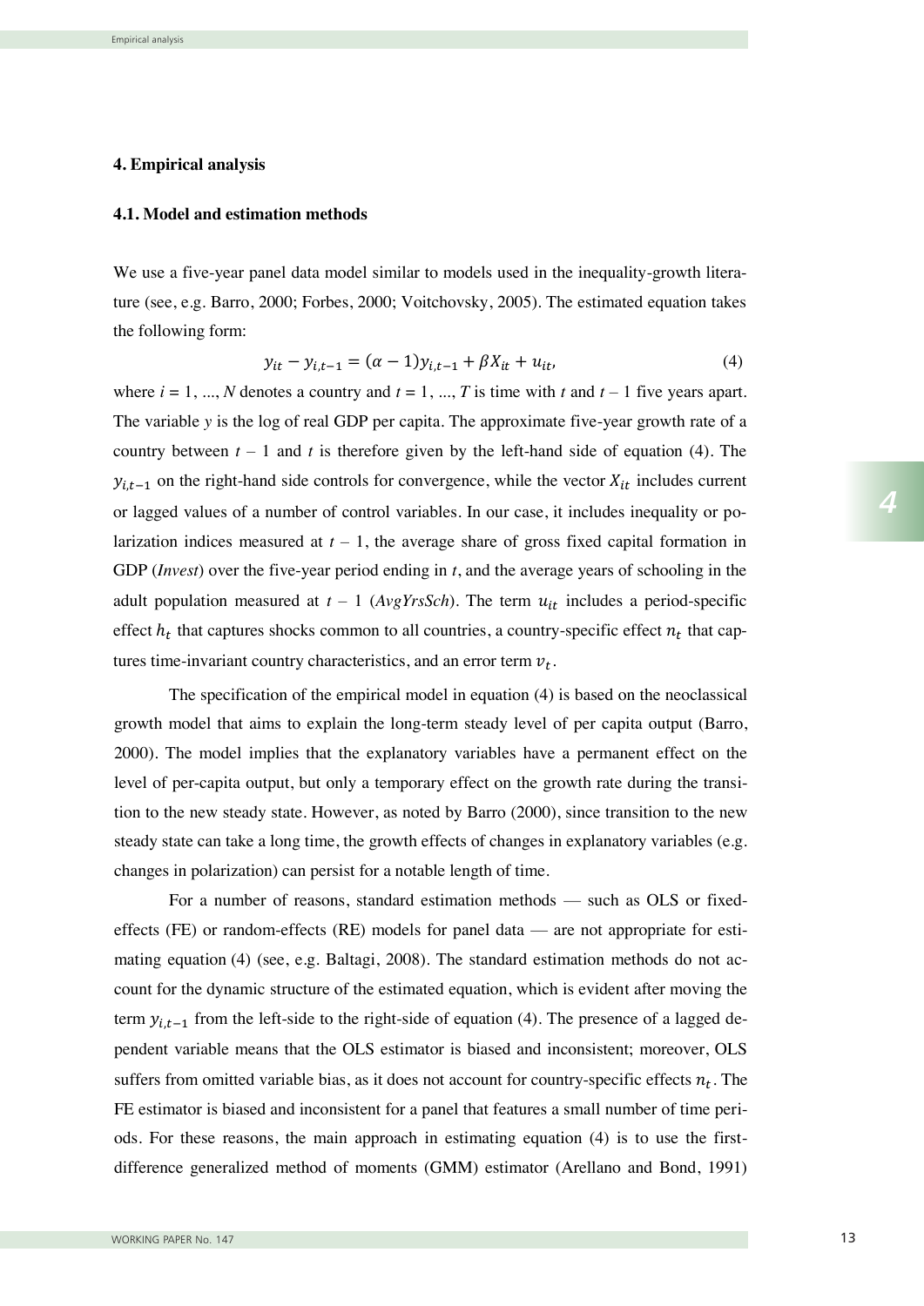## 4. Empirical analysis

### 4.1. Model and estimation methods

We use a five-year panel data model similar to models used in the inequality-growth literature (see, e.g. Barro, 2000; Forbes, 2000; Voitchovsky, 2005). The estimated equation takes the following form:

$$y_{it} - y_{i,t-1} = (\alpha - 1)y_{i,t-1} + \beta X_{it} + u_{it}, \tag{4}$$

where $i = 1, ..., N$ denotes a country and $t = 1, ..., T$ is time with $t$ and $t - 1$ five years apart. The variable $y$ is the log of real GDP per capita. The approximate five-year growth rate of a country between $t - 1$ and $t$ is therefore given by the left-hand side of equation (4). The $y_{i,t-1}$ on the right-hand side controls for convergence, while the vector $X_{it}$ includes current or lagged values of a number of control variables. In our case, it includes inequality or polarization indices measured at $t - 1$, the average share of gross fixed capital formation in GDP (*Invest*) over the five-year period ending in $t$, and the average years of schooling in the adult population measured at $t - 1$ (*AvgYrsSch*). The term $u_{it}$ includes a period-specific effect $h_t$ that captures shocks common to all countries, a country-specific effect $n_t$ that captures time-invariant country characteristics, and an error term $v_t$.

The specification of the empirical model in equation (4) is based on the neoclassical growth model that aims to explain the long-term steady level of per capita output (Barro, 2000). The model implies that the explanatory variables have a permanent effect on the level of per-capita output, but only a temporary effect on the growth rate during the transition to the new steady state. However, as noted by Barro (2000), since transition to the new steady state can take a long time, the growth effects of changes in explanatory variables (e.g. changes in polarization) can persist for a notable length of time.

For a number of reasons, standard estimation methods — such as OLS or fixed-effects (FE) or random-effects (RE) models for panel data — are not appropriate for estimating equation (4) (see, e.g. Baltagi, 2008). The standard estimation methods do not account for the dynamic structure of the estimated equation, which is evident after moving the term $y_{i,t-1}$ from the left-side to the right-side of equation (4). The presence of a lagged dependent variable means that the OLS estimator is biased and inconsistent; moreover, OLS suffers from omitted variable bias, as it does not account for country-specific effects $n_t$. The FE estimator is biased and inconsistent for a panel that features a small number of time periods. For these reasons, the main approach in estimating equation (4) is to use the first-difference generalized method of moments (GMM) estimator (Arellano and Bond, 1991)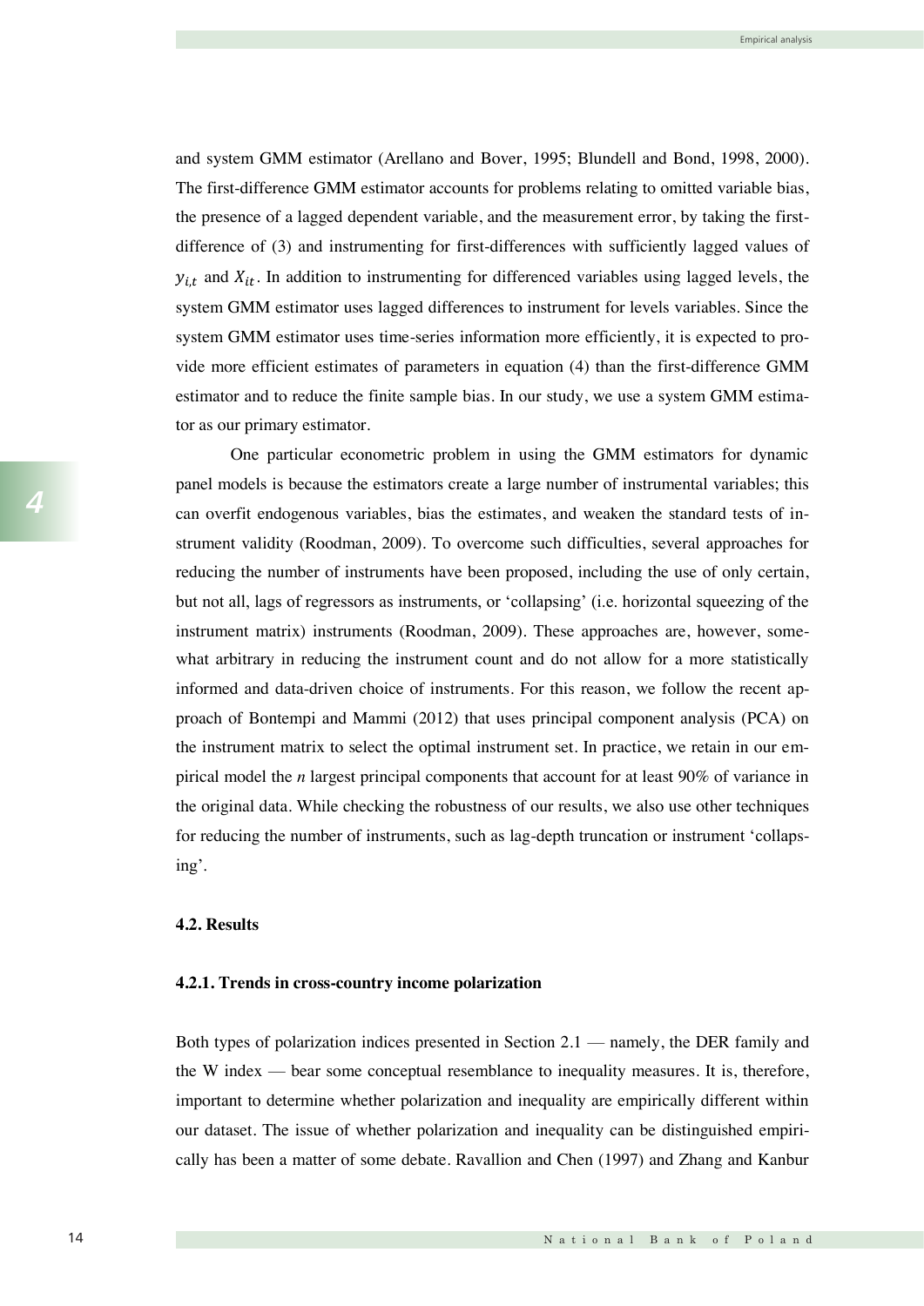and system GMM estimator (Arellano and Bover, 1995; Blundell and Bond, 1998, 2000). The first-difference GMM estimator accounts for problems relating to omitted variable bias, the presence of a lagged dependent variable, and the measurement error, by taking the first-difference of (3) and instrumenting for first-differences with sufficiently lagged values of $y_{i,t}$ and $X_{it}$. In addition to instrumenting for differenced variables using lagged levels, the system GMM estimator uses lagged differences to instrument for levels variables. Since the system GMM estimator uses time-series information more efficiently, it is expected to provide more efficient estimates of parameters in equation (4) than the first-difference GMM estimator and to reduce the finite sample bias. In our study, we use a system GMM estimator as our primary estimator.

One particular econometric problem in using the GMM estimators for dynamic panel models is because the estimators create a large number of instrumental variables; this can overfit endogenous variables, bias the estimates, and weaken the standard tests of instrument validity (Roodman, 2009). To overcome such difficulties, several approaches for reducing the number of instruments have been proposed, including the use of only certain, but not all, lags of regressors as instruments, or 'collapsing' (i.e. horizontal squeezing of the instrument matrix) instruments (Roodman, 2009). These approaches are, however, somewhat arbitrary in reducing the instrument count and do not allow for a more statistically informed and data-driven choice of instruments. For this reason, we follow the recent approach of Bontempi and Mammi (2012) that uses principal component analysis (PCA) on the instrument matrix to select the optimal instrument set. In practice, we retain in our empirical model the *n* largest principal components that account for at least 90% of variance in the original data. While checking the robustness of our results, we also use other techniques for reducing the number of instruments, such as lag-depth truncation or instrument 'collapsing'.

### 4.2. Results

#### 4.2.1. Trends in cross-country income polarization

Both types of polarization indices presented in Section 2.1 — namely, the DER family and the W index — bear some conceptual resemblance to inequality measures. It is, therefore, important to determine whether polarization and inequality are empirically different within our dataset. The issue of whether polarization and inequality can be distinguished empirically has been a matter of some debate. Ravallion and Chen (1997) and Zhang and Kanbur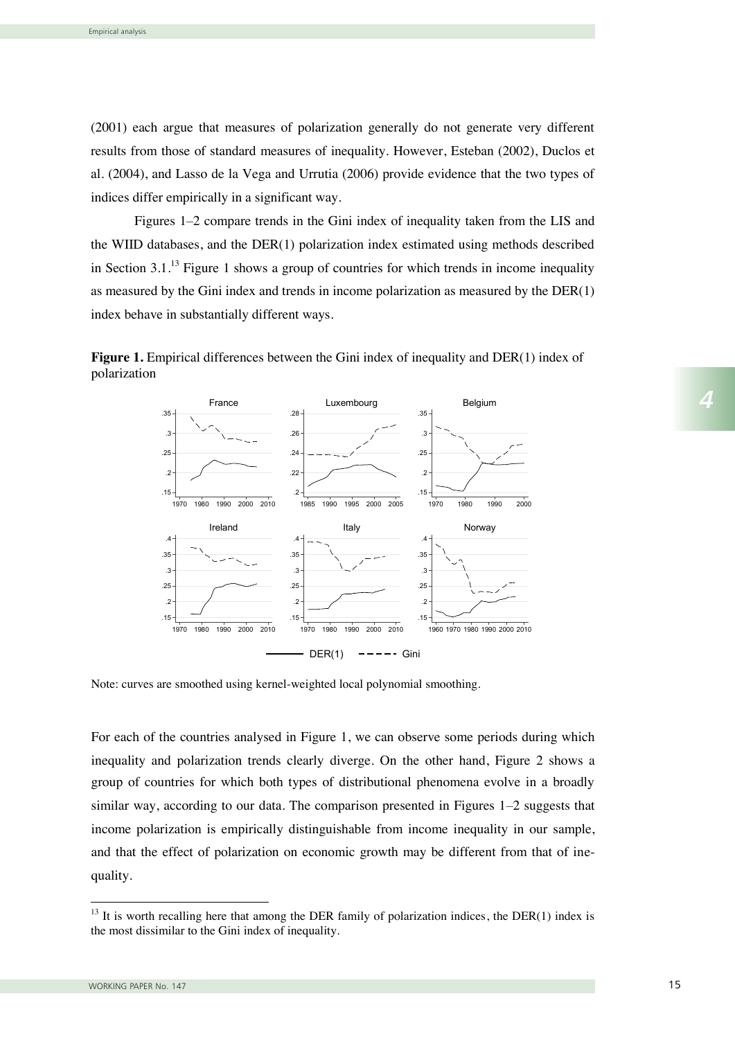(2001) each argue that measures of polarization generally do not generate very different results from those of standard measures of inequality. However, Esteban (2002), Duclos et al. (2004), and Lasso de la Vega and Urrutia (2006) provide evidence that the two types of indices differ empirically in a significant way.

Figures 1–2 compare trends in the Gini index of inequality taken from the LIS and the WIID databases, and the DER(1) polarization index estimated using methods described in Section 3.1.[13] Figure 1 shows a group of countries for which trends in income inequality as measured by the Gini index and trends in income polarization as measured by the DER(1) index behave in substantially different ways.

**Figure 1.** Empirical differences between the Gini index of inequality and DER(1) index of polarization

Note: curves are smoothed using kernel-weighted local polynomial smoothing.

For each of the countries analysed in Figure 1, we can observe some periods during which inequality and polarization trends clearly diverge. On the other hand, Figure 2 shows a group of countries for which both types of distributional phenomena evolve in a broadly similar way, according to our data. The comparison presented in Figures 1–2 suggests that income polarization is empirically distinguishable from income inequality in our sample, and that the effect of polarization on economic growth may be different from that of inequality.

[13] It is worth recalling here that among the DER family of polarization indices, the DER(1) index is the most dissimilar to the Gini index of inequality.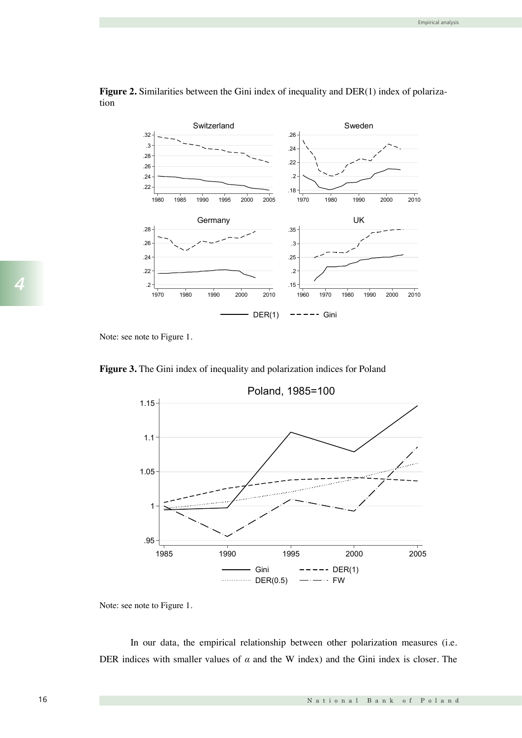**Figure 2.** Similarities between the Gini index of inequality and DER(1) index of polarization

Note: see note to Figure 1.

**Figure 3.** The Gini index of inequality and polarization indices for Poland

Note: see note to Figure 1.

In our data, the empirical relationship between other polarization measures (i.e. DER indices with smaller values of *α* and the W index) and the Gini index is closer. The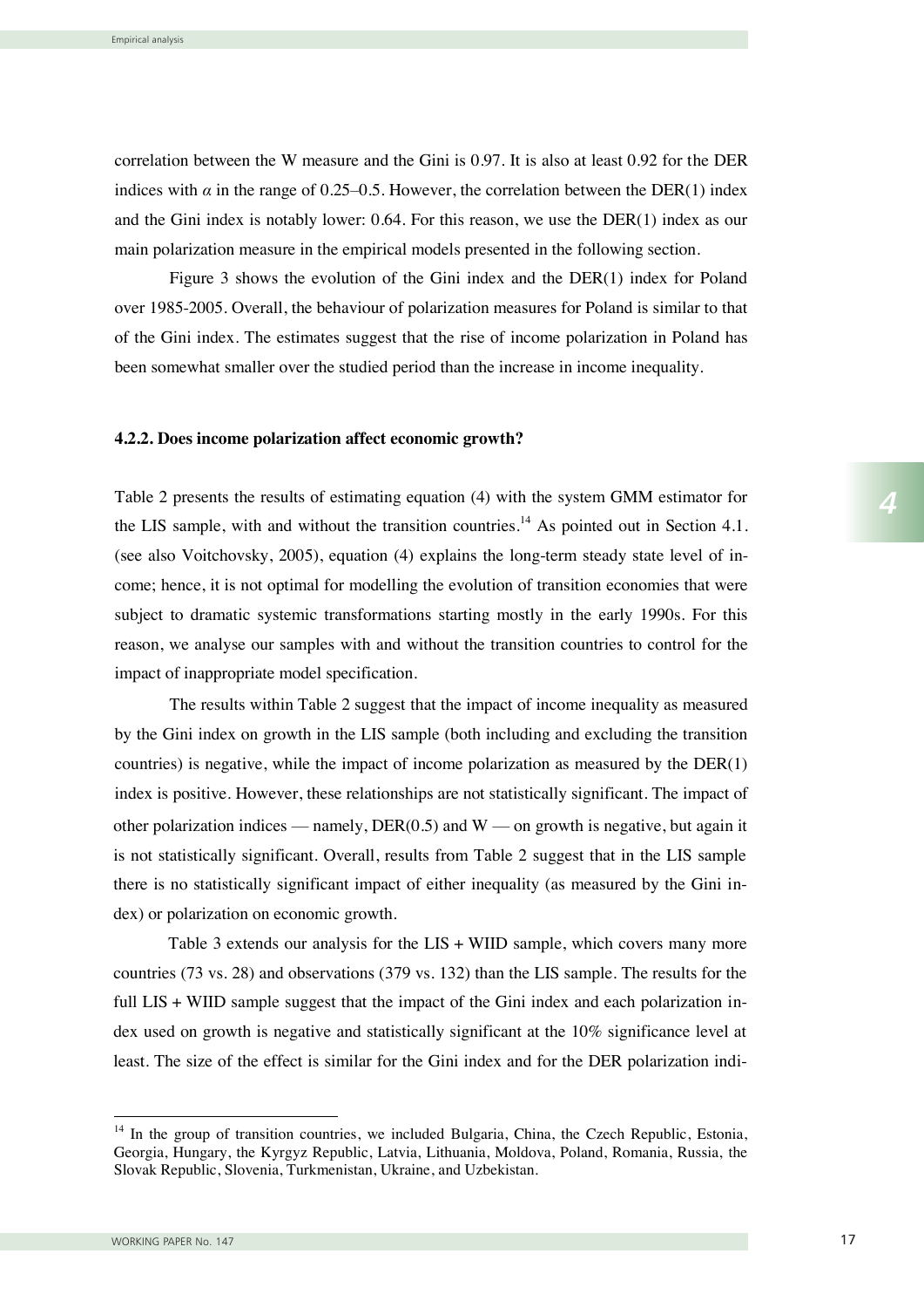correlation between the W measure and the Gini is 0.97. It is also at least 0.92 for the DER indices with $\alpha$ in the range of 0.25–0.5. However, the correlation between the DER(1) index and the Gini index is notably lower: 0.64. For this reason, we use the DER(1) index as our main polarization measure in the empirical models presented in the following section.

Figure 3 shows the evolution of the Gini index and the DER(1) index for Poland over 1985-2005. Overall, the behaviour of polarization measures for Poland is similar to that of the Gini index. The estimates suggest that the rise of income polarization in Poland has been somewhat smaller over the studied period than the increase in income inequality.

#### 4.2.2. Does income polarization affect economic growth?

Table 2 presents the results of estimating equation (4) with the system GMM estimator for the LIS sample, with and without the transition countries.[14] As pointed out in Section 4.1. (see also Voitchovsky, 2005), equation (4) explains the long-term steady state level of income; hence, it is not optimal for modelling the evolution of transition economies that were subject to dramatic systemic transformations starting mostly in the early 1990s. For this reason, we analyse our samples with and without the transition countries to control for the impact of inappropriate model specification.

The results within Table 2 suggest that the impact of income inequality as measured by the Gini index on growth in the LIS sample (both including and excluding the transition countries) is negative, while the impact of income polarization as measured by the DER(1) index is positive. However, these relationships are not statistically significant. The impact of other polarization indices — namely, DER(0.5) and W — on growth is negative, but again it is not statistically significant. Overall, results from Table 2 suggest that in the LIS sample there is no statistically significant impact of either inequality (as measured by the Gini index) or polarization on economic growth.

Table 3 extends our analysis for the LIS + WIID sample, which covers many more countries (73 vs. 28) and observations (379 vs. 132) than the LIS sample. The results for the full LIS + WIID sample suggest that the impact of the Gini index and each polarization index used on growth is negative and statistically significant at the 10% significance level at least. The size of the effect is similar for the Gini index and for the DER polarization indi-

[14] In the group of transition countries, we included Bulgaria, China, the Czech Republic, Estonia, Georgia, Hungary, the Kyrgyz Republic, Latvia, Lithuania, Moldova, Poland, Romania, Russia, the Slovak Republic, Slovenia, Turkmenistan, Ukraine, and Uzbekistan.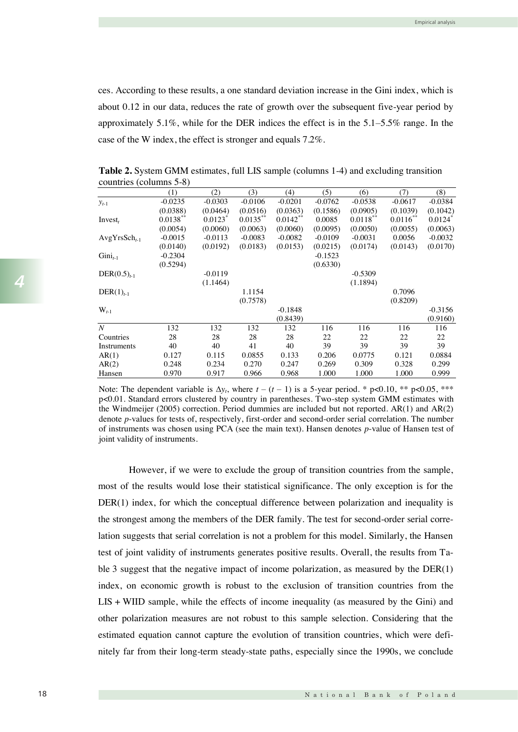ces. According to these results, a one standard deviation increase in the Gini index, which is about 0.12 in our data, reduces the rate of growth over the subsequent five-year period by approximately 5.1%, while for the DER indices the effect is in the 5.1–5.5% range. In the case of the W index, the effect is stronger and equals 7.2%.

**Table 2.** System GMM estimates, full LIS sample (columns 1-4) and excluding transition countries (columns 5-8)

| | (1) | (2) | (3) | (4) | (5) | (6) | (7) | (8) |
|---|---|---|---|---|---|---|---|---|
| $y_{t-1}$ | -0.0235 | -0.0303 | -0.0106 | -0.0201 | -0.0762 | -0.0538 | -0.0617 | -0.0384 |
| | (0.0388) | (0.0464) | (0.0516) | (0.0363) | (0.1586) | (0.0905) | (0.1039) | (0.1042) |
| $\text{Invest}_t$ | $0.0138^{**}$ | $0.0123^{*}$ | $0.0135^{**}$ | $0.0142^{**}$ | 0.0085 | $0.0118^{**}$ | $0.0116^{**}$ | $0.0124^{*}$ |
| | (0.0054) | (0.0060) | (0.0063) | (0.0060) | (0.0095) | (0.0050) | (0.0055) | (0.0063) |
| $\text{AvgYrsSch}_{t-1}$ | -0.0015 | -0.0113 | -0.0083 | -0.0082 | -0.0109 | -0.0031 | 0.0056 | -0.0032 |
| | (0.0140) | (0.0192) | (0.0183) | (0.0153) | (0.0215) | (0.0174) | (0.0143) | (0.0170) |
| $\text{Gini}_{t-1}$ | -0.2304 | | | | -0.1523 | | | |
| | (0.5294) | | | | (0.6330) | | | |
| $\text{DER}(0.5)_{t-1}$ | | -0.0119 | | | | -0.5309 | | |
| | | (1.1464) | | | | (1.1894) | | |
| $\text{DER}(1)_{t-1}$ | | | 1.1154 | | | | 0.7096 | |
| | | | (0.7578) | | | | (0.8209) | |
| $\text{W}_{t-1}$ | | | | -0.1848 | | | | -0.3156 |
| | | | | (0.8439) | | | | (0.9160) |
| $N$ | 132 | 132 | 132 | 132 | 116 | 116 | 116 | 116 |
| Countries | 28 | 28 | 28 | 28 | 22 | 22 | 22 | 22 |
| Instruments | 40 | 40 | 41 | 40 | 39 | 39 | 39 | 39 |
| AR(1) | 0.127 | 0.115 | 0.0855 | 0.133 | 0.206 | 0.0775 | 0.121 | 0.0884 |
| AR(2) | 0.248 | 0.234 | 0.270 | 0.247 | 0.269 | 0.309 | 0.328 | 0.299 |
| Hansen | 0.970 | 0.917 | 0.966 | 0.968 | 1.000 | 1.000 | 1.000 | 0.999 |

Note: The dependent variable is $\Delta y_t$, where $t - (t-1)$ is a 5-year period. * $p<0.10$, ** $p<0.05$, *** $p<0.01$. Standard errors clustered by country in parentheses. Two-step system GMM estimates with the Windmeijer (2005) correction. Period dummies are included but not reported. AR(1) and AR(2) denote $p$-values for tests of, respectively, first-order and second-order serial correlation. The number of instruments was chosen using PCA (see the main text). Hansen denotes $p$-value of Hansen test of joint validity of instruments.

However, if we were to exclude the group of transition countries from the sample, most of the results would lose their statistical significance. The only exception is for the DER(1) index, for which the conceptual difference between polarization and inequality is the strongest among the members of the DER family. The test for second-order serial correlation suggests that serial correlation is not a problem for this model. Similarly, the Hansen test of joint validity of instruments generates positive results. Overall, the results from Table 3 suggest that the negative impact of income polarization, as measured by the DER(1) index, on economic growth is robust to the exclusion of transition countries from the LIS + WIID sample, while the effects of income inequality (as measured by the Gini) and other polarization measures are not robust to this sample selection. Considering that the estimated equation cannot capture the evolution of transition countries, which were definitely far from their long-term steady-state paths, especially since the 1990s, we conclude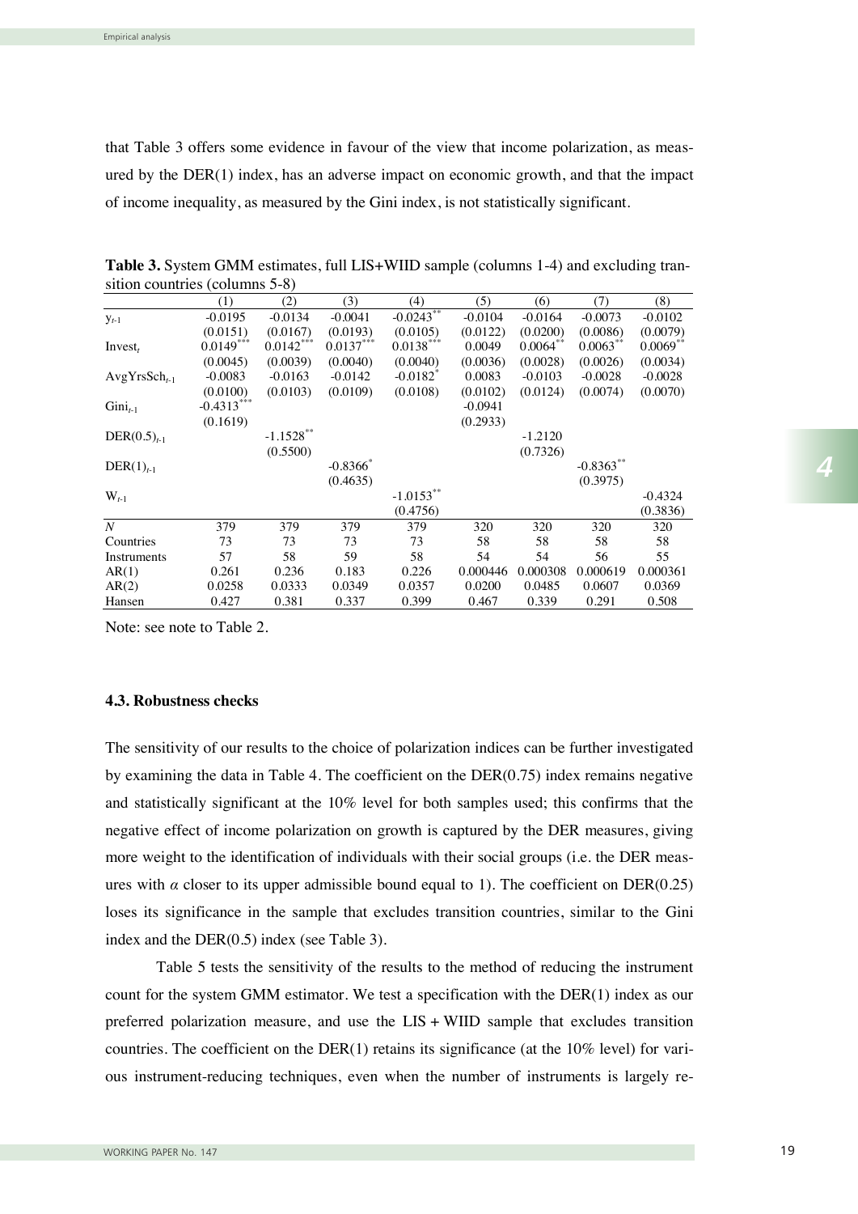that Table 3 offers some evidence in favour of the view that income polarization, as measured by the DER(1) index, has an adverse impact on economic growth, and that the impact of income inequality, as measured by the Gini index, is not statistically significant.

**Table 3.** System GMM estimates, full LIS+WIID sample (columns 1-4) and excluding transition countries (columns 5-8)

| | (1) | (2) | (3) | (4) | (5) | (6) | (7) | (8) |
|---|---|---|---|---|---|---|---|---|
| $y_{t-1}$ | -0.0195 | -0.0134 | -0.0041 | $-0.0243^{**}$ | -0.0104 | -0.0164 | -0.0073 | -0.0102 |
| | (0.0151) | (0.0167) | (0.0193) | (0.0105) | (0.0122) | (0.0200) | (0.0086) | (0.0079) |
| $\text{Invest}_t$ | $0.0149^{***}$ | $0.0142^{***}$ | $0.0137^{***}$ | $0.0138^{***}$ | 0.0049 | $0.0064^{**}$ | $0.0063^{**}$ | $0.0069^{**}$ |
| | (0.0045) | (0.0039) | (0.0040) | (0.0040) | (0.0036) | (0.0028) | (0.0026) | (0.0034) |
| $\text{AvgYrsSch}_{t-1}$ | -0.0083 | -0.0163 | -0.0142 | $-0.0182^{*}$ | 0.0083 | -0.0103 | -0.0028 | -0.0028 |
| | (0.0100) | (0.0103) | (0.0109) | (0.0108) | (0.0102) | (0.0124) | (0.0074) | (0.0070) |
| $\text{Gini}_{t-1}$ | $-0.4313^{***}$ | | | | -0.0941 | | | |
| | (0.1619) | | | | (0.2933) | | | |
| $\text{DER}(0.5)_{t-1}$ | | $-1.1528^{**}$ | | | | -1.2120 | | |
| | | (0.5500) | | | | (0.7326) | | |
| $\text{DER}(1)_{t-1}$ | | | $-0.8366^{*}$ | | | | $-0.8363^{**}$ | |
| | | | (0.4635) | | | | (0.3975) | |
| $W_{t-1}$ | | | | $-1.0153^{**}$ | | | | -0.4324 |
| | | | | (0.4756) | | | | (0.3836) |
| *N* | 379 | 379 | 379 | 379 | 320 | 320 | 320 | 320 |
| Countries | 73 | 73 | 73 | 73 | 58 | 58 | 58 | 58 |
| Instruments | 57 | 58 | 59 | 58 | 54 | 54 | 56 | 55 |
| AR(1) | 0.261 | 0.236 | 0.183 | 0.226 | 0.000446 | 0.000308 | 0.000619 | 0.000361 |
| AR(2) | 0.0258 | 0.0333 | 0.0349 | 0.0357 | 0.0200 | 0.0485 | 0.0607 | 0.0369 |
| Hansen | 0.427 | 0.381 | 0.337 | 0.399 | 0.467 | 0.339 | 0.291 | 0.508 |

Note: see note to Table 2.

### 4.3. Robustness checks

The sensitivity of our results to the choice of polarization indices can be further investigated by examining the data in Table 4. The coefficient on the DER(0.75) index remains negative and statistically significant at the 10% level for both samples used; this confirms that the negative effect of income polarization on growth is captured by the DER measures, giving more weight to the identification of individuals with their social groups (i.e. the DER measures with $\alpha$ closer to its upper admissible bound equal to 1). The coefficient on DER(0.25) loses its significance in the sample that excludes transition countries, similar to the Gini index and the DER(0.5) index (see Table 3).

Table 5 tests the sensitivity of the results to the method of reducing the instrument count for the system GMM estimator. We test a specification with the DER(1) index as our preferred polarization measure, and use the LIS + WIID sample that excludes transition countries. The coefficient on the DER(1) retains its significance (at the 10% level) for various instrument-reducing techniques, even when the number of instruments is largely re-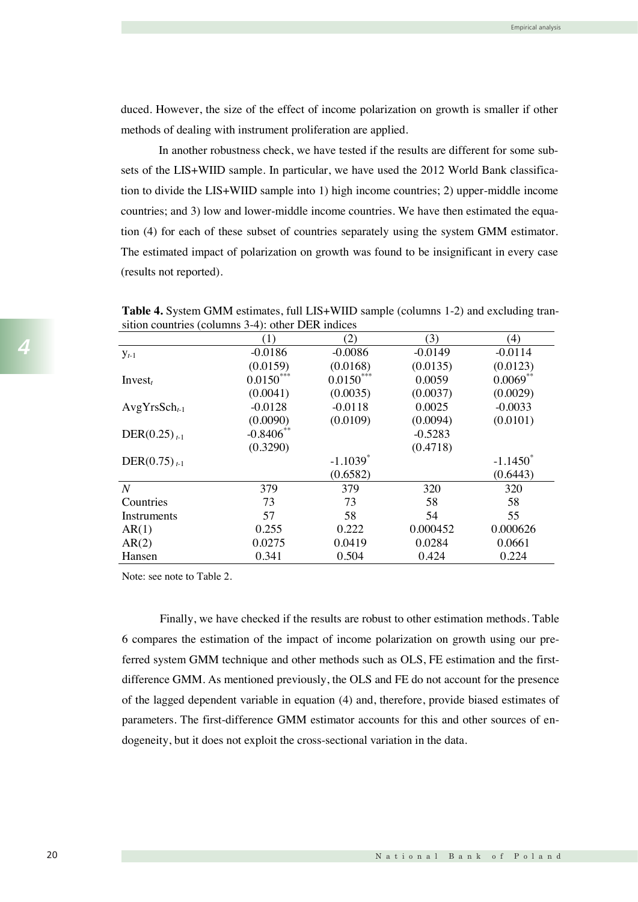duced. However, the size of the effect of income polarization on growth is smaller if other methods of dealing with instrument proliferation are applied.

In another robustness check, we have tested if the results are different for some subsets of the LIS+WIID sample. In particular, we have used the 2012 World Bank classification to divide the LIS+WIID sample into 1) high income countries; 2) upper-middle income countries; and 3) low and lower-middle income countries. We have then estimated the equation (4) for each of these subset of countries separately using the system GMM estimator. The estimated impact of polarization on growth was found to be insignificant in every case (results not reported).

**Table 4.** System GMM estimates, full LIS+WIID sample (columns 1-2) and excluding transition countries (columns 3-4): other DER indices

| | (1) | (2) | (3) | (4) |
|---|---|---|---|---|
| $y_{t-1}$ | -0.0186 | -0.0086 | -0.0149 | -0.0114 |
| | (0.0159) | (0.0168) | (0.0135) | (0.0123) |
| $Invest_t$ | $0.0150^{***}$ | $0.0150^{***}$ | 0.0059 | $0.0069^{**}$ |
| | (0.0041) | (0.0035) | (0.0037) | (0.0029) |
| $AvgYrsSch_{t-1}$ | -0.0128 | -0.0118 | 0.0025 | -0.0033 |
| | (0.0090) | (0.0109) | (0.0094) | (0.0101) |
| $DER(0.25)_{t-1}$ | $-0.8406^{**}$ | | -0.5283 | |
| | (0.3290) | | (0.4718) | |
| $DER(0.75)_{t-1}$ | | $-1.1039^{*}$ | | $-1.1450^{*}$ |
| | | (0.6582) | | (0.6443) |
| *N* | 379 | 379 | 320 | 320 |
| Countries | 73 | 73 | 58 | 58 |
| Instruments | 57 | 58 | 54 | 55 |
| AR(1) | 0.255 | 0.222 | 0.000452 | 0.000626 |
| AR(2) | 0.0275 | 0.0419 | 0.0284 | 0.0661 |
| Hansen | 0.341 | 0.504 | 0.424 | 0.224 |

Note: see note to Table 2.

Finally, we have checked if the results are robust to other estimation methods. Table 6 compares the estimation of the impact of income polarization on growth using our preferred system GMM technique and other methods such as OLS, FE estimation and the first-difference GMM. As mentioned previously, the OLS and FE do not account for the presence of the lagged dependent variable in equation (4) and, therefore, provide biased estimates of parameters. The first-difference GMM estimator accounts for this and other sources of endogeneity, but it does not exploit the cross-sectional variation in the data.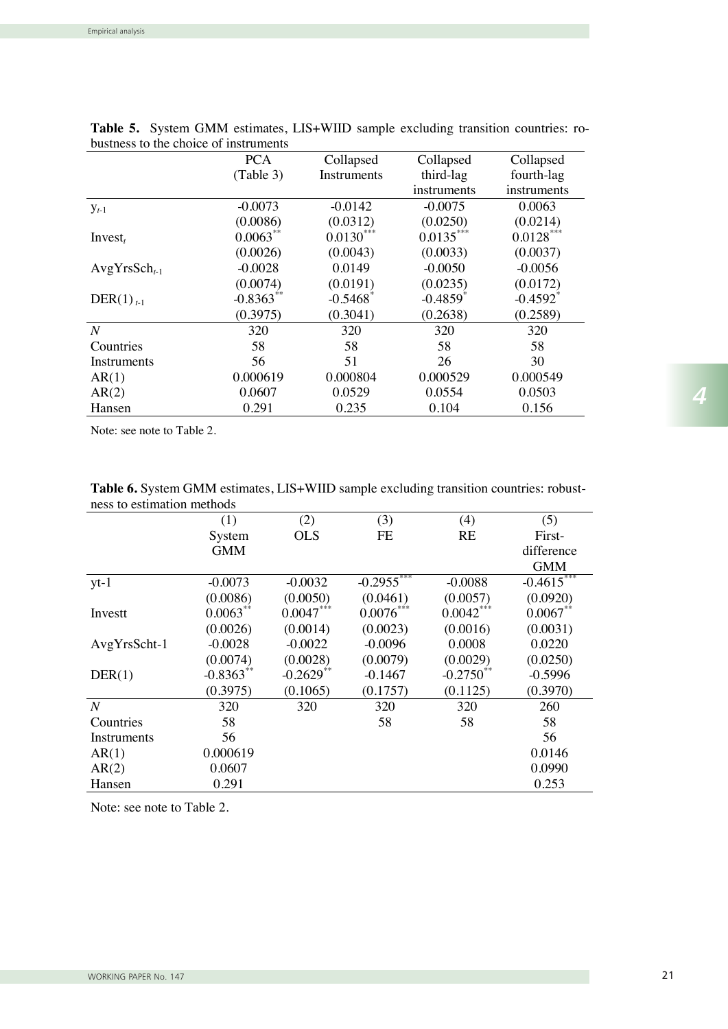**Table 5.** System GMM estimates, LIS+WIID sample excluding transition countries: robustness to the choice of instruments

| | PCA (Table 3) | Collapsed Instruments | Collapsed third-lag instruments | Collapsed fourth-lag instruments |
|---|---|---|---|---|
| $y_{t-1}$ | -0.0073 | -0.0142 | -0.0075 | 0.0063 |
| | (0.0086) | (0.0312) | (0.0250) | (0.0214) |
| $Invest_t$ | $0.0063^{**}$ | $0.0130^{***}$ | $0.0135^{***}$ | $0.0128^{***}$ |
| | (0.0026) | (0.0043) | (0.0033) | (0.0037) |
| $AvgYrsSch_{t-1}$ | -0.0028 | 0.0149 | -0.0050 | -0.0056 |
| | (0.0074) | (0.0191) | (0.0235) | (0.0172) |
| $DER(1)_{t-1}$ | $-0.8363^{**}$ | $-0.5468^{*}$ | $-0.4859^{*}$ | $-0.4592^{*}$ |
| | (0.3975) | (0.3041) | (0.2638) | (0.2589) |
| *N* | 320 | 320 | 320 | 320 |
| Countries | 58 | 58 | 58 | 58 |
| Instruments | 56 | 51 | 26 | 30 |
| AR(1) | 0.000619 | 0.000804 | 0.000529 | 0.000549 |
| AR(2) | 0.0607 | 0.0529 | 0.0554 | 0.0503 |
| Hansen | 0.291 | 0.235 | 0.104 | 0.156 |

Note: see note to Table 2.

**Table 6.** System GMM estimates, LIS+WIID sample excluding transition countries: robustness to estimation methods

| | (1) System GMM | (2) OLS | (3) FE | (4) RE | (5) First-difference GMM |
|---|---|---|---|---|---|
| yt-1 | -0.0073 | -0.0032 | $-0.2955^{***}$ | -0.0088 | $-0.4615^{***}$ |
| | (0.0086) | (0.0050) | (0.0461) | (0.0057) | (0.0920) |
| Investt | $0.0063^{**}$ | $0.0047^{***}$ | $0.0076^{***}$ | $0.0042^{***}$ | $0.0067^{**}$ |
| | (0.0026) | (0.0014) | (0.0023) | (0.0016) | (0.0031) |
| AvgYrsScht-1 | -0.0028 | -0.0022 | -0.0096 | 0.0008 | 0.0220 |
| | (0.0074) | (0.0028) | (0.0079) | (0.0029) | (0.0250) |
| DER(1) | $-0.8363^{**}$ | $-0.2629^{**}$ | -0.1467 | $-0.2750^{**}$ | -0.5996 |
| | (0.3975) | (0.1065) | (0.1757) | (0.1125) | (0.3970) |
| *N* | 320 | 320 | 320 | 320 | 260 |
| Countries | 58 | | 58 | 58 | 58 |
| Instruments | 56 | | | | 56 |
| AR(1) | 0.000619 | | | | 0.0146 |
| AR(2) | 0.0607 | | | | 0.0990 |
| Hansen | 0.291 | | | | 0.253 |

Note: see note to Table 2.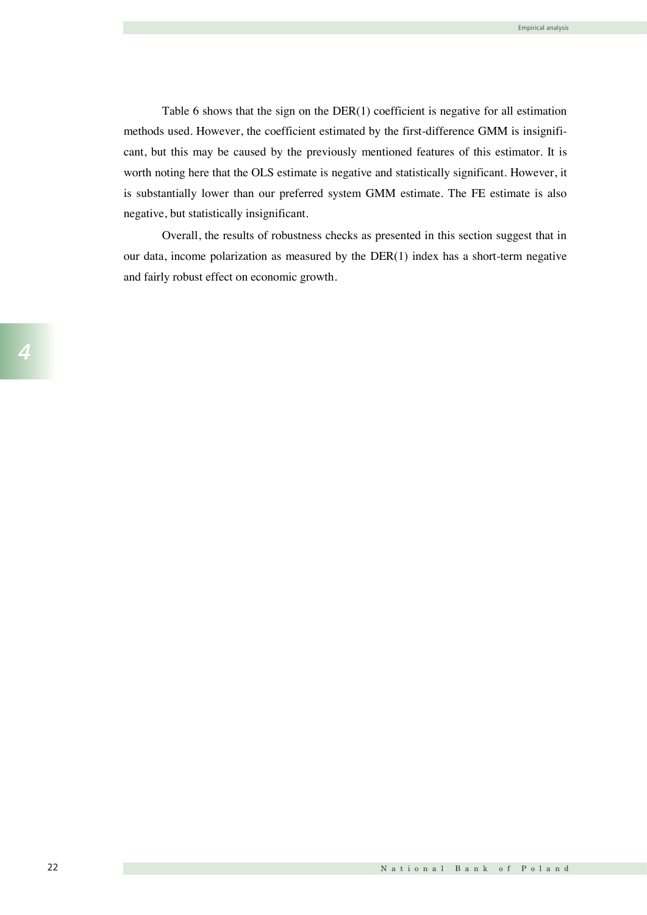Table 6 shows that the sign on the DER(1) coefficient is negative for all estimation methods used. However, the coefficient estimated by the first-difference GMM is insignificant, but this may be caused by the previously mentioned features of this estimator. It is worth noting here that the OLS estimate is negative and statistically significant. However, it is substantially lower than our preferred system GMM estimate. The FE estimate is also negative, but statistically insignificant.

Overall, the results of robustness checks as presented in this section suggest that in our data, income polarization as measured by the DER(1) index has a short-term negative and fairly robust effect on economic growth.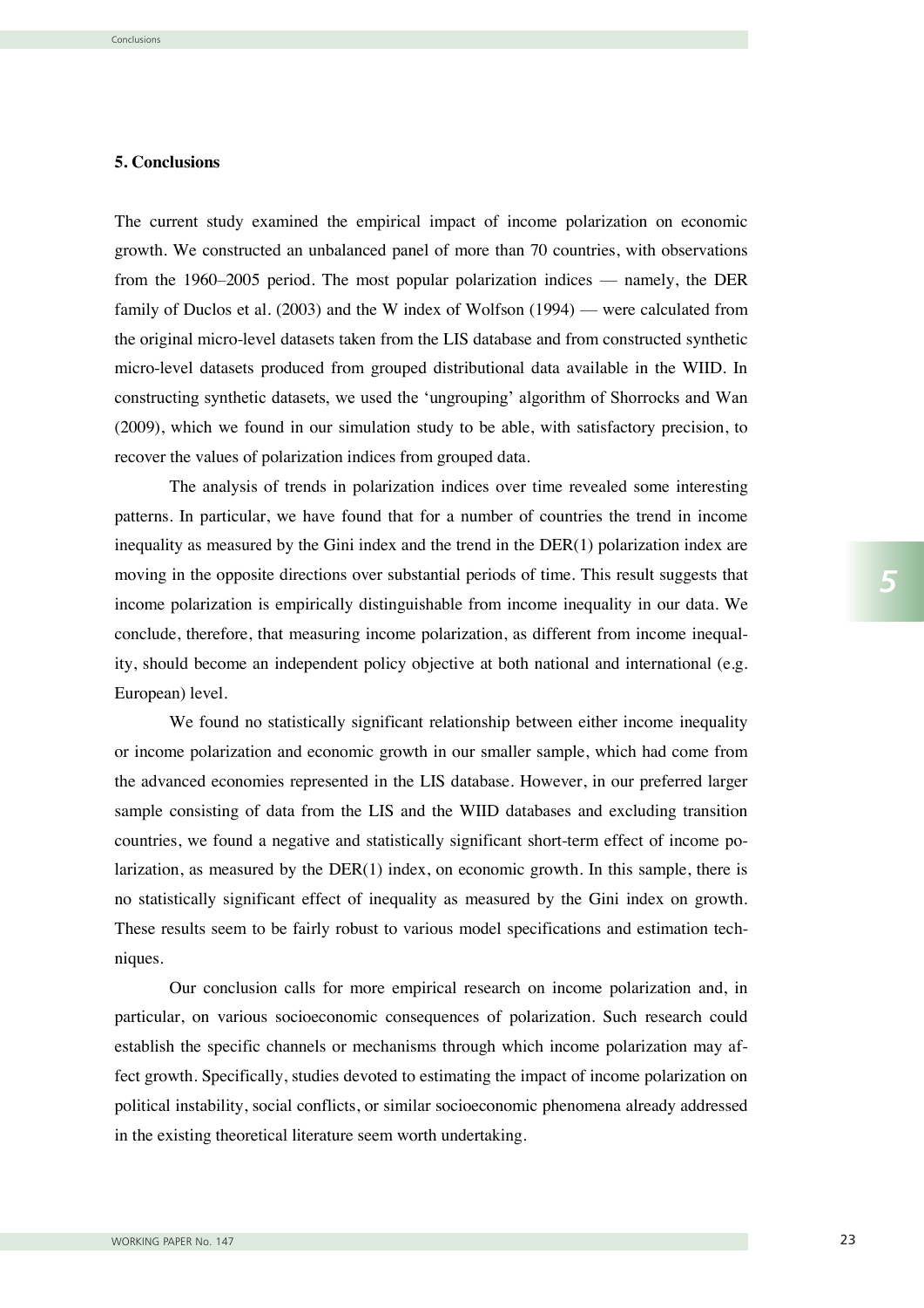## 5. Conclusions

The current study examined the empirical impact of income polarization on economic growth. We constructed an unbalanced panel of more than 70 countries, with observations from the 1960–2005 period. The most popular polarization indices — namely, the DER family of Duclos et al. (2003) and the W index of Wolfson (1994) — were calculated from the original micro-level datasets taken from the LIS database and from constructed synthetic micro-level datasets produced from grouped distributional data available in the WIID. In constructing synthetic datasets, we used the 'ungrouping' algorithm of Shorrocks and Wan (2009), which we found in our simulation study to be able, with satisfactory precision, to recover the values of polarization indices from grouped data.

The analysis of trends in polarization indices over time revealed some interesting patterns. In particular, we have found that for a number of countries the trend in income inequality as measured by the Gini index and the trend in the DER(1) polarization index are moving in the opposite directions over substantial periods of time. This result suggests that income polarization is empirically distinguishable from income inequality in our data. We conclude, therefore, that measuring income polarization, as different from income inequality, should become an independent policy objective at both national and international (e.g. European) level.

We found no statistically significant relationship between either income inequality or income polarization and economic growth in our smaller sample, which had come from the advanced economies represented in the LIS database. However, in our preferred larger sample consisting of data from the LIS and the WIID databases and excluding transition countries, we found a negative and statistically significant short-term effect of income polarization, as measured by the DER(1) index, on economic growth. In this sample, there is no statistically significant effect of inequality as measured by the Gini index on growth. These results seem to be fairly robust to various model specifications and estimation techniques.

Our conclusion calls for more empirical research on income polarization and, in particular, on various socioeconomic consequences of polarization. Such research could establish the specific channels or mechanisms through which income polarization may affect growth. Specifically, studies devoted to estimating the impact of income polarization on political instability, social conflicts, or similar socioeconomic phenomena already addressed in the existing theoretical literature seem worth undertaking.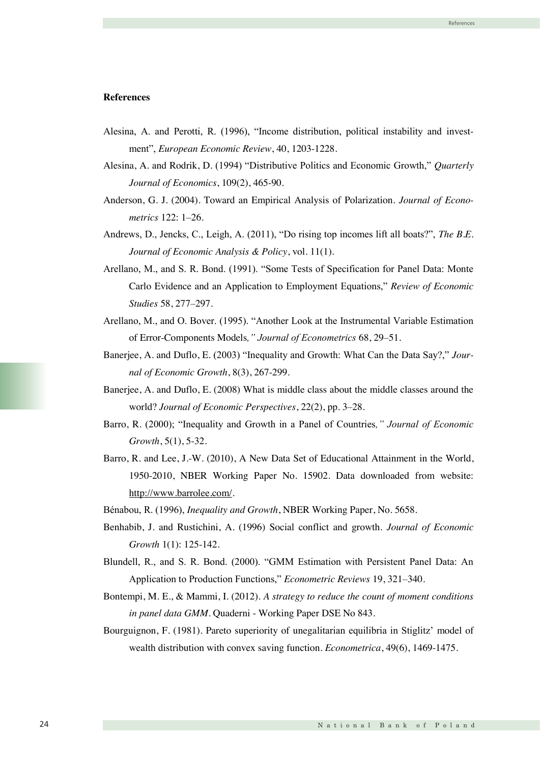## References

Alesina, A. and Perotti, R. (1996), "Income distribution, political instability and investment", *European Economic Review*, 40, 1203-1228.

Alesina, A. and Rodrik, D. (1994) "Distributive Politics and Economic Growth," *Quarterly Journal of Economics*, 109(2), 465-90.

Anderson, G. J. (2004). Toward an Empirical Analysis of Polarization. *Journal of Econometrics* 122: 1–26.

Andrews, D., Jencks, C., Leigh, A. (2011), "Do rising top incomes lift all boats?", *The B.E. Journal of Economic Analysis & Policy*, vol. 11(1).

Arellano, M., and S. R. Bond. (1991). "Some Tests of Specification for Panel Data: Monte Carlo Evidence and an Application to Employment Equations," *Review of Economic Studies* 58, 277–297.

Arellano, M., and O. Bover. (1995). "Another Look at the Instrumental Variable Estimation of Error-Components Models*," Journal of Econometrics* 68, 29–51.

Banerjee, A. and Duflo, E. (2003) "Inequality and Growth: What Can the Data Say?," *Journal of Economic Growth*, 8(3), 267-299.

Banerjee, A. and Duflo, E. (2008) What is middle class about the middle classes around the world? *Journal of Economic Perspectives*, 22(2), pp. 3–28.

Barro, R. (2000); "Inequality and Growth in a Panel of Countries*," Journal of Economic Growth*, 5(1), 5-32.

Barro, R. and Lee, J.-W. (2010), A New Data Set of Educational Attainment in the World, 1950-2010, NBER Working Paper No. 15902. Data downloaded from website: http://www.barrolee.com/.

Bénabou, R. (1996), *Inequality and Growth*, NBER Working Paper, No. 5658.

Benhabib, J. and Rustichini, A. (1996) Social conflict and growth. *Journal of Economic Growth* 1(1): 125-142.

Blundell, R., and S. R. Bond. (2000). "GMM Estimation with Persistent Panel Data: An Application to Production Functions," *Econometric Reviews* 19, 321–340.

Bontempi, M. E., & Mammi, I. (2012). *A strategy to reduce the count of moment conditions in panel data GMM*. Quaderni - Working Paper DSE No 843.

Bourguignon, F. (1981). Pareto superiority of unegalitarian equilibria in Stiglitz' model of wealth distribution with convex saving function. *Econometrica*, 49(6), 1469-1475.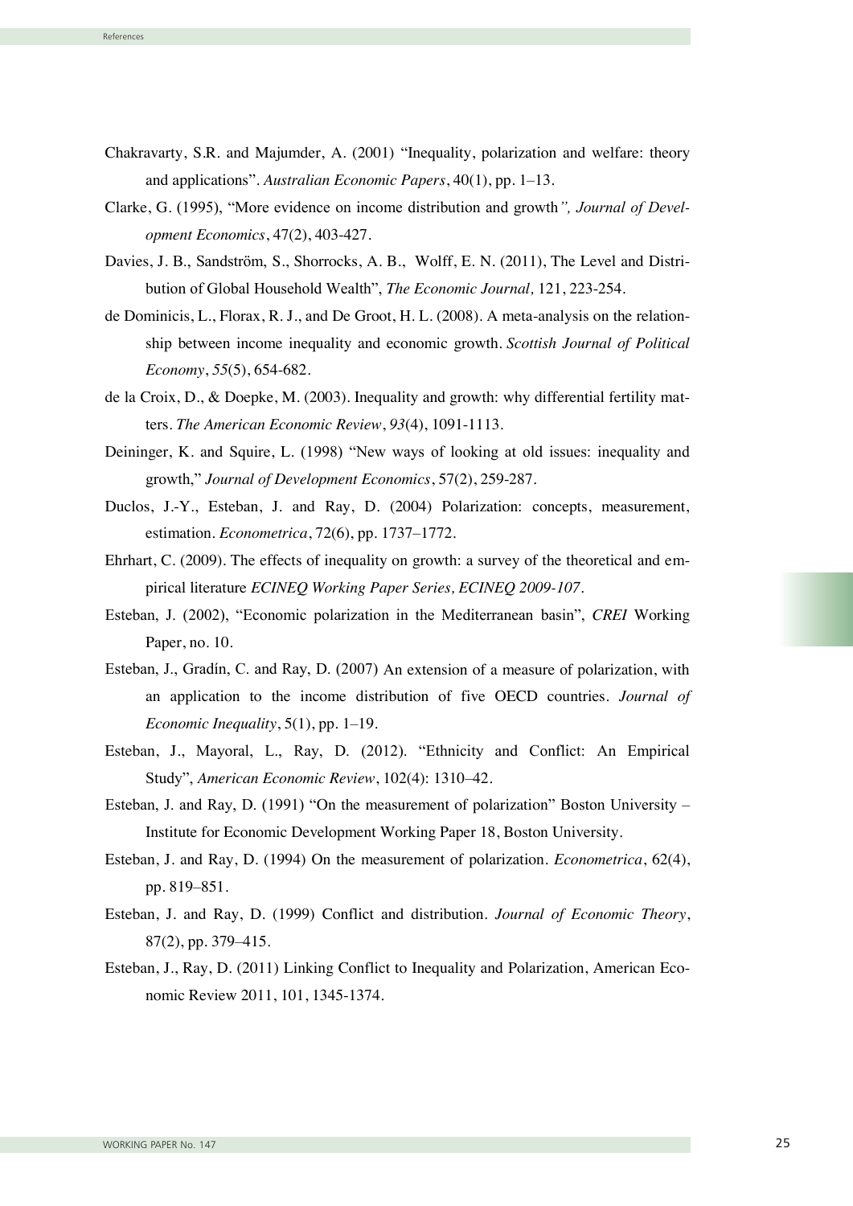Chakravarty, S.R. and Majumder, A. (2001) "Inequality, polarization and welfare: theory and applications". *Australian Economic Papers*, 40(1), pp. 1–13.

Clarke, G. (1995), "More evidence on income distribution and growth*", Journal of Development Economics*, 47(2), 403-427.

Davies, J. B., Sandström, S., Shorrocks, A. B., Wolff, E. N. (2011), The Level and Distribution of Global Household Wealth", *The Economic Journal,* 121, 223-254.

de Dominicis, L., Florax, R. J., and De Groot, H. L. (2008). A meta-analysis on the relationship between income inequality and economic growth. *Scottish Journal of Political Economy*, *55*(5), 654-682.

de la Croix, D., & Doepke, M. (2003). Inequality and growth: why differential fertility matters. *The American Economic Review*, *93*(4), 1091-1113.

Deininger, K. and Squire, L. (1998) "New ways of looking at old issues: inequality and growth," *Journal of Development Economics*, 57(2), 259-287.

Duclos, J.-Y., Esteban, J. and Ray, D. (2004) Polarization: concepts, measurement, estimation. *Econometrica*, 72(6), pp. 1737–1772.

Ehrhart, C. (2009). The effects of inequality on growth: a survey of the theoretical and empirical literature *ECINEQ Working Paper Series, ECINEQ 2009-107*.

Esteban, J. (2002), "Economic polarization in the Mediterranean basin", *CREI* Working Paper, no. 10.

Esteban, J., Gradín, C. and Ray, D. (2007) An extension of a measure of polarization, with an application to the income distribution of five OECD countries. *Journal of Economic Inequality*, 5(1), pp. 1–19.

Esteban, J., Mayoral, L., Ray, D. (2012). "Ethnicity and Conflict: An Empirical Study", *American Economic Review*, 102(4): 1310–42.

Esteban, J. and Ray, D. (1991) "On the measurement of polarization" Boston University – Institute for Economic Development Working Paper 18, Boston University.

Esteban, J. and Ray, D. (1994) On the measurement of polarization. *Econometrica*, 62(4), pp. 819–851.

Esteban, J. and Ray, D. (1999) Conflict and distribution. *Journal of Economic Theory*, 87(2), pp. 379–415.

Esteban, J., Ray, D. (2011) Linking Conflict to Inequality and Polarization, American Economic Review 2011, 101, 1345-1374.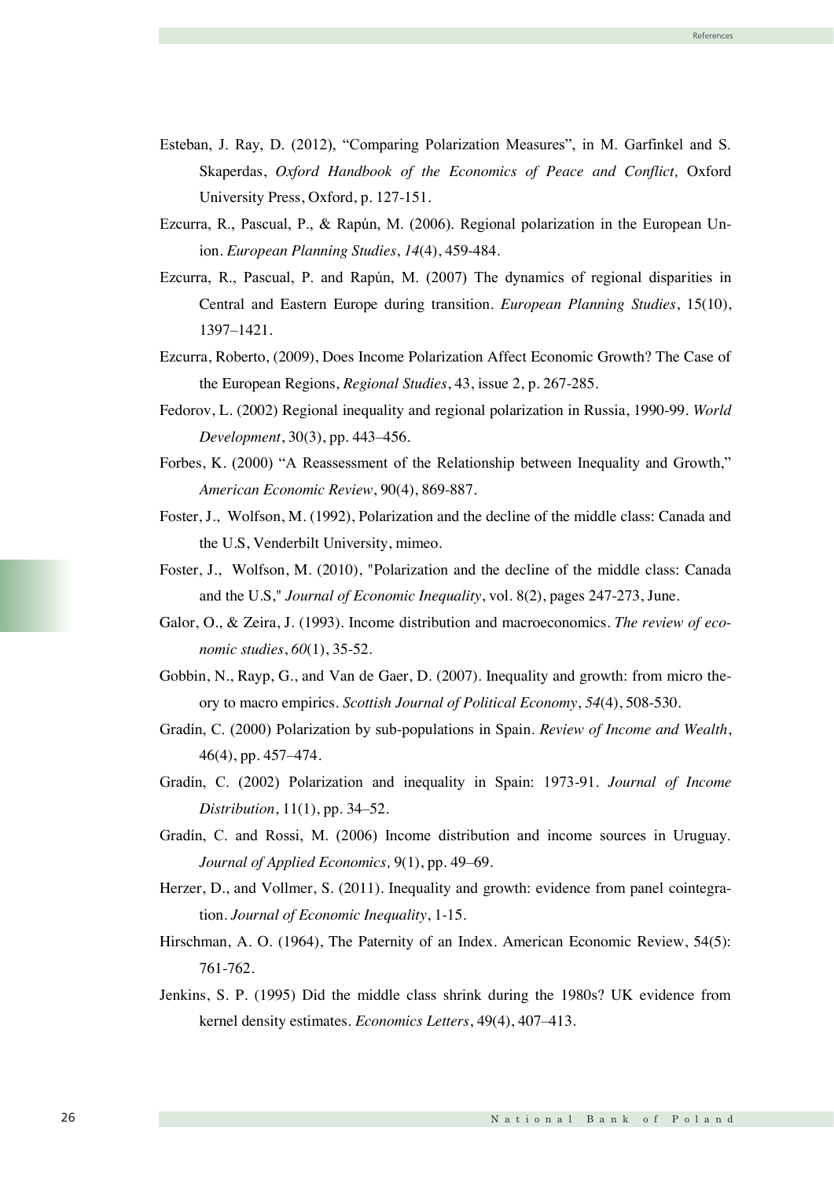Esteban, J. Ray, D. (2012), "Comparing Polarization Measures", in M. Garfinkel and S. Skaperdas, *Oxford Handbook of the Economics of Peace and Conflict,* Oxford University Press, Oxford, p. 127-151.

Ezcurra, R., Pascual, P., & Rapún, M. (2006). Regional polarization in the European Union. *European Planning Studies*, *14*(4), 459-484.

Ezcurra, R., Pascual, P. and Rapún, M. (2007) The dynamics of regional disparities in Central and Eastern Europe during transition. *European Planning Studies*, 15(10), 1397–1421.

Ezcurra, Roberto, (2009), Does Income Polarization Affect Economic Growth? The Case of the European Regions, *Regional Studies*, 43, issue 2, p. 267-285.

Fedorov, L. (2002) Regional inequality and regional polarization in Russia, 1990-99. *World Development*, 30(3), pp. 443–456.

Forbes, K. (2000) "A Reassessment of the Relationship between Inequality and Growth," *American Economic Review*, 90(4), 869-887.

Foster, J., Wolfson, M. (1992), Polarization and the decline of the middle class: Canada and the U.S, Venderbilt University, mimeo.

Foster, J., Wolfson, M. (2010), "Polarization and the decline of the middle class: Canada and the U.S," *Journal of Economic Inequality*, vol. 8(2), pages 247-273, June.

Galor, O., & Zeira, J. (1993). Income distribution and macroeconomics. *The review of economic studies*, *60*(1), 35-52.

Gobbin, N., Rayp, G., and Van de Gaer, D. (2007). Inequality and growth: from micro theory to macro empirics. *Scottish Journal of Political Economy*, *54*(4), 508-530.

Gradín, C. (2000) Polarization by sub-populations in Spain. *Review of Income and Wealth*, 46(4), pp. 457–474.

Gradín, C. (2002) Polarization and inequality in Spain: 1973-91. *Journal of Income Distribution*, 11(1), pp. 34–52.

Gradín, C. and Rossi, M. (2006) Income distribution and income sources in Uruguay. *Journal of Applied Economics,* 9(1), pp. 49–69.

Herzer, D., and Vollmer, S. (2011). Inequality and growth: evidence from panel cointegration. *Journal of Economic Inequality*, 1-15.

Hirschman, A. O. (1964), The Paternity of an Index. American Economic Review, 54(5): 761-762.

Jenkins, S. P. (1995) Did the middle class shrink during the 1980s? UK evidence from kernel density estimates. *Economics Letters*, 49(4), 407–413.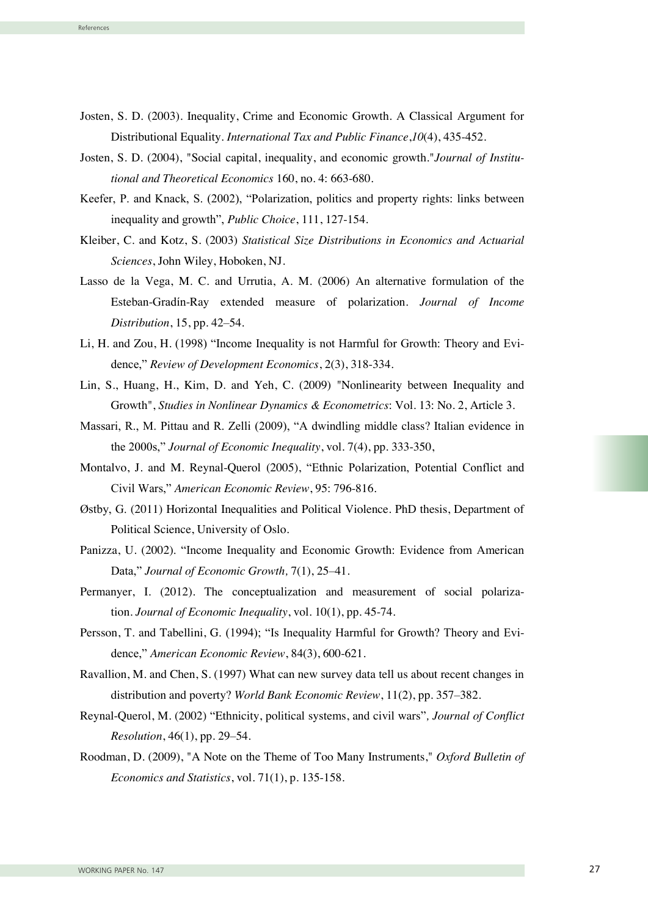Josten, S. D. (2003). Inequality, Crime and Economic Growth. A Classical Argument for Distributional Equality. *International Tax and Public Finance*,*10*(4), 435-452.

Josten, S. D. (2004), "Social capital, inequality, and economic growth."*Journal of Institutional and Theoretical Economics* 160, no. 4: 663-680.

Keefer, P. and Knack, S. (2002), "Polarization, politics and property rights: links between inequality and growth", *Public Choice*, 111, 127-154.

Kleiber, C. and Kotz, S. (2003) *Statistical Size Distributions in Economics and Actuarial Sciences*, John Wiley, Hoboken, NJ.

Lasso de la Vega, M. C. and Urrutia, A. M. (2006) An alternative formulation of the Esteban-Gradín-Ray extended measure of polarization. *Journal of Income Distribution*, 15, pp. 42–54.

Li, H. and Zou, H. (1998) "Income Inequality is not Harmful for Growth: Theory and Evidence," *Review of Development Economics*, 2(3), 318-334.

Lin, S., Huang, H., Kim, D. and Yeh, C. (2009) "Nonlinearity between Inequality and Growth", *Studies in Nonlinear Dynamics & Econometrics*: Vol. 13: No. 2, Article 3.

Massari, R., M. Pittau and R. Zelli (2009), "A dwindling middle class? Italian evidence in the 2000s," *Journal of Economic Inequality*, vol. 7(4), pp. 333-350,

Montalvo, J. and M. Reynal-Querol (2005), "Ethnic Polarization, Potential Conflict and Civil Wars," *American Economic Review*, 95: 796-816.

Østby, G. (2011) Horizontal Inequalities and Political Violence. PhD thesis, Department of Political Science, University of Oslo.

Panizza, U. (2002). "Income Inequality and Economic Growth: Evidence from American Data," *Journal of Economic Growth,* 7(1), 25–41.

Permanyer, I. (2012). The conceptualization and measurement of social polarization. *Journal of Economic Inequality*, vol. 10(1), pp. 45-74.

Persson, T. and Tabellini, G. (1994); "Is Inequality Harmful for Growth? Theory and Evidence," *American Economic Review*, 84(3), 600-621.

Ravallion, M. and Chen, S. (1997) What can new survey data tell us about recent changes in distribution and poverty? *World Bank Economic Review*, 11(2), pp. 357–382.

Reynal-Querol, M. (2002) "Ethnicity, political systems, and civil wars"*, Journal of Conflict Resolution*, 46(1), pp. 29–54.

Roodman, D. (2009), "A Note on the Theme of Too Many Instruments," *Oxford Bulletin of Economics and Statistics*, vol. 71(1), p. 135-158.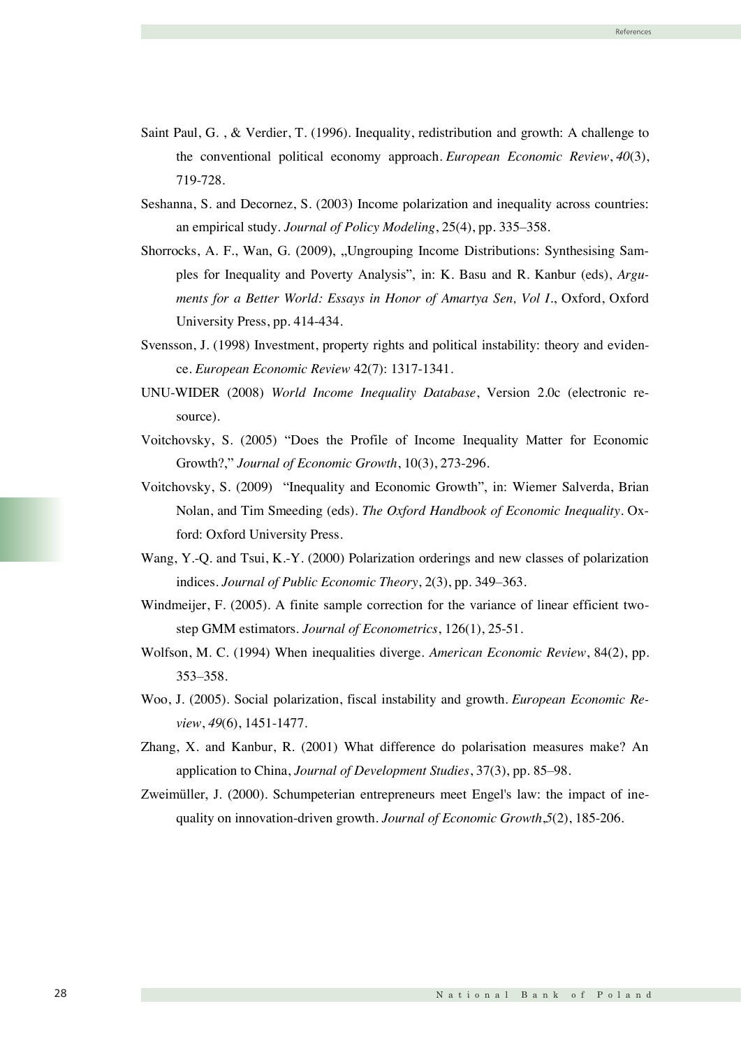Saint Paul, G. , & Verdier, T. (1996). Inequality, redistribution and growth: A challenge to the conventional political economy approach. *European Economic Review*, *40*(3), 719-728.

Seshanna, S. and Decornez, S. (2003) Income polarization and inequality across countries: an empirical study. *Journal of Policy Modeling*, 25(4), pp. 335–358.

Shorrocks, A. F., Wan, G. (2009), „Ungrouping Income Distributions: Synthesising Samples for Inequality and Poverty Analysis", in: K. Basu and R. Kanbur (eds), *Arguments for a Better World: Essays in Honor of Amartya Sen, Vol I.*, Oxford, Oxford University Press, pp. 414-434.

Svensson, J. (1998) Investment, property rights and political instability: theory and evidence. *European Economic Review* 42(7): 1317-1341.

UNU-WIDER (2008) *World Income Inequality Database*, Version 2.0c (electronic resource).

Voitchovsky, S. (2005) "Does the Profile of Income Inequality Matter for Economic Growth?," *Journal of Economic Growth*, 10(3), 273-296.

Voitchovsky, S. (2009) "Inequality and Economic Growth", in: Wiemer Salverda, Brian Nolan, and Tim Smeeding (eds). *The Oxford Handbook of Economic Inequality*. Oxford: Oxford University Press.

Wang, Y.-Q. and Tsui, K.-Y. (2000) Polarization orderings and new classes of polarization indices. *Journal of Public Economic Theory*, 2(3), pp. 349–363.

Windmeijer, F. (2005). A finite sample correction for the variance of linear efficient two-step GMM estimators. *Journal of Econometrics*, 126(1), 25-51.

Wolfson, M. C. (1994) When inequalities diverge. *American Economic Review*, 84(2), pp. 353–358.

Woo, J. (2005). Social polarization, fiscal instability and growth. *European Economic Review*, *49*(6), 1451-1477.

Zhang, X. and Kanbur, R. (2001) What difference do polarisation measures make? An application to China, *Journal of Development Studies*, 37(3), pp. 85–98.

Zweimüller, J. (2000). Schumpeterian entrepreneurs meet Engel's law: the impact of inequality on innovation-driven growth. *Journal of Economic Growth*,*5*(2), 185-206.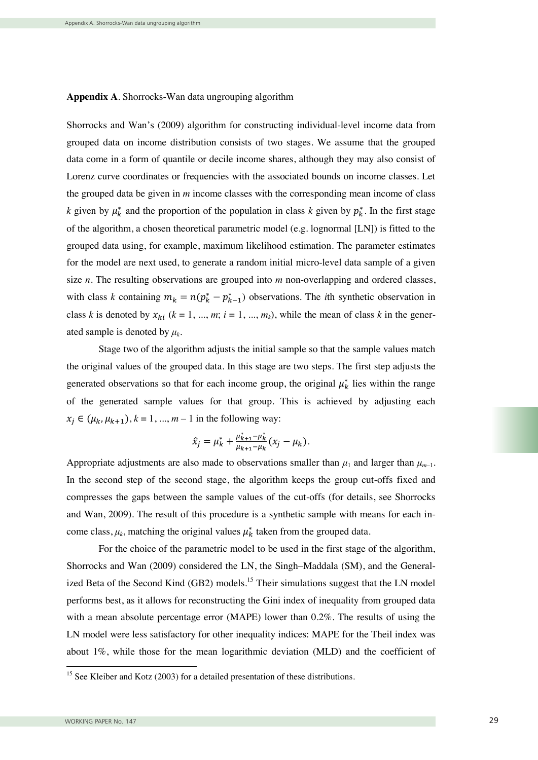**Appendix A**. Shorrocks-Wan data ungrouping algorithm

Shorrocks and Wan's (2009) algorithm for constructing individual-level income data from grouped data on income distribution consists of two stages. We assume that the grouped data come in a form of quantile or decile income shares, although they may also consist of Lorenz curve coordinates or frequencies with the associated bounds on income classes. Let the grouped data be given in $m$ income classes with the corresponding mean income of class $k$ given by $\mu_k^*$ and the proportion of the population in class $k$ given by $p_k^*$. In the first stage of the algorithm, a chosen theoretical parametric model (e.g. lognormal [LN]) is fitted to the grouped data using, for example, maximum likelihood estimation. The parameter estimates for the model are next used, to generate a random initial micro-level data sample of a given size $n$. The resulting observations are grouped into $m$ non-overlapping and ordered classes, with class $k$ containing $m_k = n(p_k^* - p_{k-1}^*)$ observations. The $i$th synthetic observation in class $k$ is denoted by $x_{ki}$ ($k = 1, ..., m$; $i = 1, ..., m_k$), while the mean of class $k$ in the generated sample is denoted by $\mu_k$.

Stage two of the algorithm adjusts the initial sample so that the sample values match the original values of the grouped data. In this stage are two steps. The first step adjusts the generated observations so that for each income group, the original $\mu_k^*$ lies within the range of the generated sample values for that group. This is achieved by adjusting each $x_j \in (\mu_k, \mu_{k+1})$, $k = 1, ..., m - 1$ in the following way:

$$\hat{x}_j = \mu_k^* + \frac{\mu_{k+1}^* - \mu_k^*}{\mu_{k+1} - \mu_k}(x_j - \mu_k).$$

Appropriate adjustments are also made to observations smaller than $\mu_1$ and larger than $\mu_{m-1}$. In the second step of the second stage, the algorithm keeps the group cut-offs fixed and compresses the gaps between the sample values of the cut-offs (for details, see Shorrocks and Wan, 2009). The result of this procedure is a synthetic sample with means for each income class, $\mu_k$, matching the original values $\mu_k^*$ taken from the grouped data.

For the choice of the parametric model to be used in the first stage of the algorithm, Shorrocks and Wan (2009) considered the LN, the Singh–Maddala (SM), and the Generalized Beta of the Second Kind (GB2) models.[15] Their simulations suggest that the LN model performs best, as it allows for reconstructing the Gini index of inequality from grouped data with a mean absolute percentage error (MAPE) lower than 0.2%. The results of using the LN model were less satisfactory for other inequality indices: MAPE for the Theil index was about 1%, while those for the mean logarithmic deviation (MLD) and the coefficient of

[15] See Kleiber and Kotz (2003) for a detailed presentation of these distributions.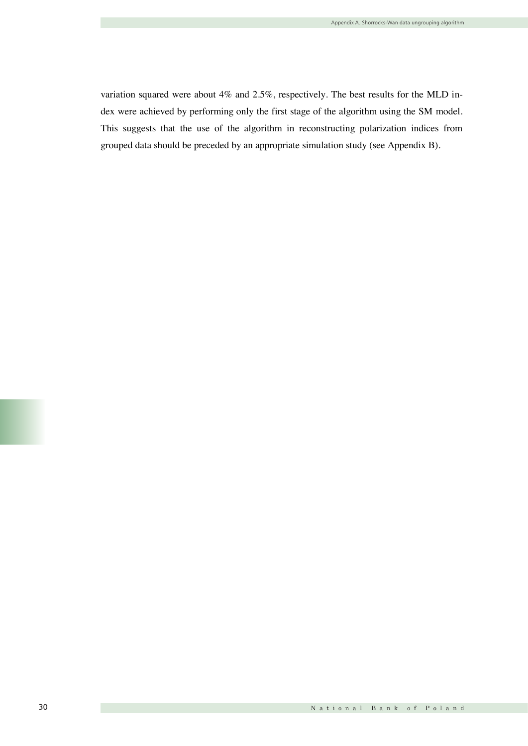variation squared were about 4% and 2.5%, respectively. The best results for the MLD index were achieved by performing only the first stage of the algorithm using the SM model. This suggests that the use of the algorithm in reconstructing polarization indices from grouped data should be preceded by an appropriate simulation study (see Appendix B).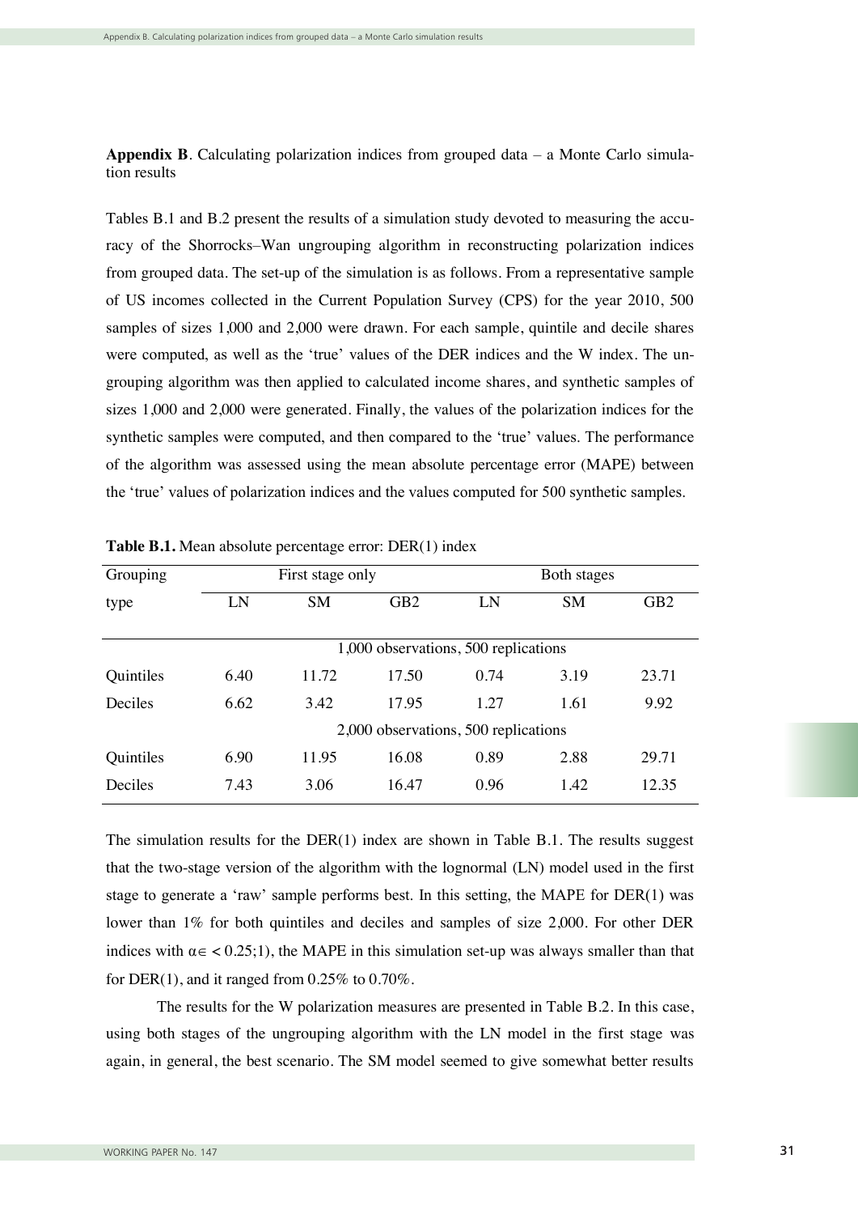**Appendix B**. Calculating polarization indices from grouped data – a Monte Carlo simulation results

Tables B.1 and B.2 present the results of a simulation study devoted to measuring the accuracy of the Shorrocks–Wan ungrouping algorithm in reconstructing polarization indices from grouped data. The set-up of the simulation is as follows. From a representative sample of US incomes collected in the Current Population Survey (CPS) for the year 2010, 500 samples of sizes 1,000 and 2,000 were drawn. For each sample, quintile and decile shares were computed, as well as the 'true' values of the DER indices and the W index. The ungrouping algorithm was then applied to calculated income shares, and synthetic samples of sizes 1,000 and 2,000 were generated. Finally, the values of the polarization indices for the synthetic samples were computed, and then compared to the 'true' values. The performance of the algorithm was assessed using the mean absolute percentage error (MAPE) between the 'true' values of polarization indices and the values computed for 500 synthetic samples.

**Table B.1.** Mean absolute percentage error: DER(1) index

| Grouping type | First stage only | | | Both stages | | |
|---|---|---|---|---|---|---|
| | LN | SM | GB2 | LN | SM | GB2 |
| | 1,000 observations, 500 replications | | | | | |
| Quintiles | 6.40 | 11.72 | 17.50 | 0.74 | 3.19 | 23.71 |
| Deciles | 6.62 | 3.42 | 17.95 | 1.27 | 1.61 | 9.92 |
| | 2,000 observations, 500 replications | | | | | |
| Quintiles | 6.90 | 11.95 | 16.08 | 0.89 | 2.88 | 29.71 |
| Deciles | 7.43 | 3.06 | 16.47 | 0.96 | 1.42 | 12.35 |

The simulation results for the DER(1) index are shown in Table B.1. The results suggest that the two-stage version of the algorithm with the lognormal (LN) model used in the first stage to generate a 'raw' sample performs best. In this setting, the MAPE for DER(1) was lower than 1% for both quintiles and deciles and samples of size 2,000. For other DER indices with $\alpha \in <0.25;1)$, the MAPE in this simulation set-up was always smaller than that for DER(1), and it ranged from 0.25% to 0.70%.

The results for the W polarization measures are presented in Table B.2. In this case, using both stages of the ungrouping algorithm with the LN model in the first stage was again, in general, the best scenario. The SM model seemed to give somewhat better results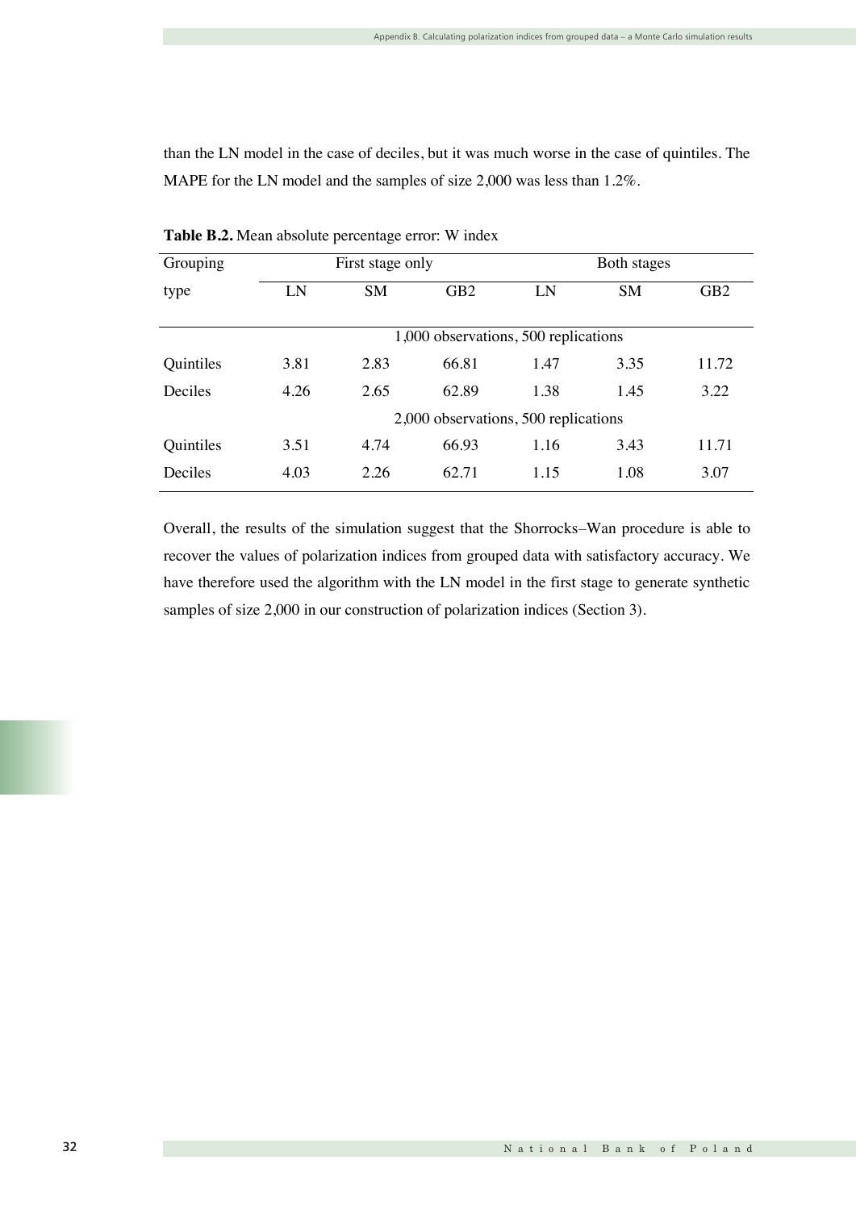than the LN model in the case of deciles, but it was much worse in the case of quintiles. The MAPE for the LN model and the samples of size 2,000 was less than 1.2%.

**Table B.2.** Mean absolute percentage error: W index

| Grouping type | First stage only | | | Both stages | | |
|---|---|---|---|---|---|---|
| | LN | SM | GB2 | LN | SM | GB2 |
| | 1,000 observations, 500 replications | | | | | |
| Quintiles | 3.81 | 2.83 | 66.81 | 1.47 | 3.35 | 11.72 |
| Deciles | 4.26 | 2.65 | 62.89 | 1.38 | 1.45 | 3.22 |
| | 2,000 observations, 500 replications | | | | | |
| Quintiles | 3.51 | 4.74 | 66.93 | 1.16 | 3.43 | 11.71 |
| Deciles | 4.03 | 2.26 | 62.71 | 1.15 | 1.08 | 3.07 |

Overall, the results of the simulation suggest that the Shorrocks–Wan procedure is able to recover the values of polarization indices from grouped data with satisfactory accuracy. We have therefore used the algorithm with the LN model in the first stage to generate synthetic samples of size 2,000 in our construction of polarization indices (Section 3).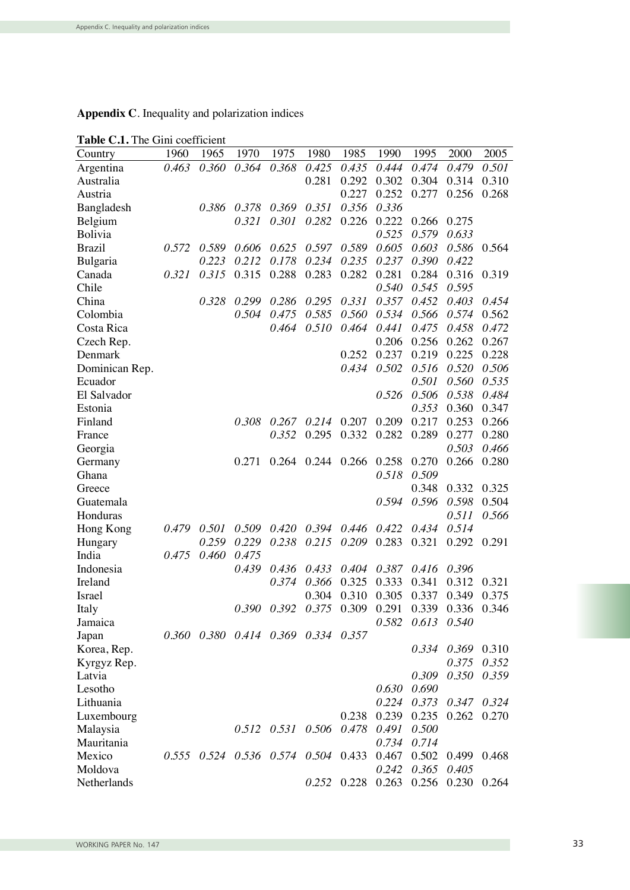**Appendix C**. Inequality and polarization indices

**Table C.1.** The Gini coefficient

| Country | 1960 | 1965 | 1970 | 1975 | 1980 | 1985 | 1990 | 1995 | 2000 | 2005 |
|---|---|---|---|---|---|---|---|---|---|---|
| Argentina | *0.463* | *0.360* | *0.364* | *0.368* | *0.425* | *0.435* | *0.444* | *0.474* | *0.479* | *0.501* |
| Australia | | | | | 0.281 | 0.292 | 0.302 | 0.304 | 0.314 | 0.310 |
| Austria | | | | | | 0.227 | 0.252 | 0.277 | 0.256 | 0.268 |
| Bangladesh | | *0.386* | *0.378* | *0.369* | *0.351* | *0.356* | *0.336* | | | |
| Belgium | | | *0.321* | *0.301* | *0.282* | 0.226 | 0.222 | 0.266 | 0.275 | |
| Bolivia | | | | | | | *0.525* | *0.579* | *0.633* | |
| Brazil | *0.572* | *0.589* | *0.606* | *0.625* | *0.597* | *0.589* | *0.605* | *0.603* | *0.586* | 0.564 |
| Bulgaria | | *0.223* | *0.212* | *0.178* | *0.234* | *0.235* | *0.237* | *0.390* | *0.422* | |
| Canada | *0.321* | *0.315* | 0.315 | 0.288 | 0.283 | 0.282 | 0.281 | 0.284 | 0.316 | 0.319 |
| Chile | | | | | | | *0.540* | *0.545* | *0.595* | |
| China | | *0.328* | *0.299* | *0.286* | *0.295* | *0.331* | *0.357* | *0.452* | *0.403* | *0.454* |
| Colombia | | | *0.504* | *0.475* | *0.585* | *0.560* | *0.534* | *0.566* | *0.574* | 0.562 |
| Costa Rica | | | | *0.464* | *0.510* | *0.464* | *0.441* | *0.475* | *0.458* | *0.472* |
| Czech Rep. | | | | | | | 0.206 | 0.256 | 0.262 | 0.267 |
| Denmark | | | | | | 0.252 | 0.237 | 0.219 | 0.225 | 0.228 |
| Dominican Rep. | | | | | | *0.434* | *0.502* | *0.516* | *0.520* | *0.506* |
| Ecuador | | | | | | | | *0.501* | *0.560* | *0.535* |
| El Salvador | | | | | | | *0.526* | *0.506* | *0.538* | *0.484* |
| Estonia | | | | | | | | *0.353* | 0.360 | 0.347 |
| Finland | | | *0.308* | *0.267* | *0.214* | 0.207 | 0.209 | 0.217 | 0.253 | 0.266 |
| France | | | | *0.352* | 0.295 | 0.332 | 0.282 | 0.289 | 0.277 | 0.280 |
| Georgia | | | | | | | | | *0.503* | *0.466* |
| Germany | | | 0.271 | 0.264 | 0.244 | 0.266 | 0.258 | 0.270 | 0.266 | 0.280 |
| Ghana | | | | | | | *0.518* | *0.509* | | |
| Greece | | | | | | | | 0.348 | 0.332 | 0.325 |
| Guatemala | | | | | | | *0.594* | *0.596* | *0.598* | 0.504 |
| Honduras | | | | | | | | | *0.511* | *0.566* |
| Hong Kong | *0.479* | *0.501* | *0.509* | *0.420* | *0.394* | *0.446* | *0.422* | *0.434* | *0.514* | |
| Hungary | | *0.259* | *0.229* | *0.238* | *0.215* | *0.209* | 0.283 | 0.321 | 0.292 | 0.291 |
| India | *0.475* | *0.460* | *0.475* | | | | | | | |
| Indonesia | | | *0.439* | *0.436* | *0.433* | *0.404* | *0.387* | *0.416* | *0.396* | |
| Ireland | | | | *0.374* | *0.366* | 0.325 | 0.333 | 0.341 | 0.312 | 0.321 |
| Israel | | | | | 0.304 | 0.310 | 0.305 | 0.337 | 0.349 | 0.375 |
| Italy | | | *0.390* | *0.392* | *0.375* | 0.309 | 0.291 | 0.339 | 0.336 | 0.346 |
| Jamaica | | | | | | | *0.582* | *0.613* | *0.540* | |
| Japan | *0.360* | *0.380* | *0.414* | *0.369* | *0.334* | *0.357* | | | | |
| Korea, Rep. | | | | | | | | *0.334* | *0.369* | 0.310 |
| Kyrgyz Rep. | | | | | | | | | *0.375* | *0.352* |
| Latvia | | | | | | | | *0.309* | *0.350* | *0.359* |
| Lesotho | | | | | | | *0.630* | *0.690* | | |
| Lithuania | | | | | | | *0.224* | *0.373* | *0.347* | *0.324* |
| Luxembourg | | | | | | 0.238 | 0.239 | 0.235 | 0.262 | 0.270 |
| Malaysia | | | *0.512* | *0.531* | *0.506* | *0.478* | *0.491* | *0.500* | | |
| Mauritania | | | | | | | *0.734* | *0.714* | | |
| Mexico | *0.555* | *0.524* | *0.536* | *0.574* | *0.504* | 0.433 | 0.467 | 0.502 | 0.499 | 0.468 |
| Moldova | | | | | | | *0.242* | *0.365* | *0.405* | |
| Netherlands | | | | | *0.252* | 0.228 | 0.263 | 0.256 | 0.230 | 0.264 |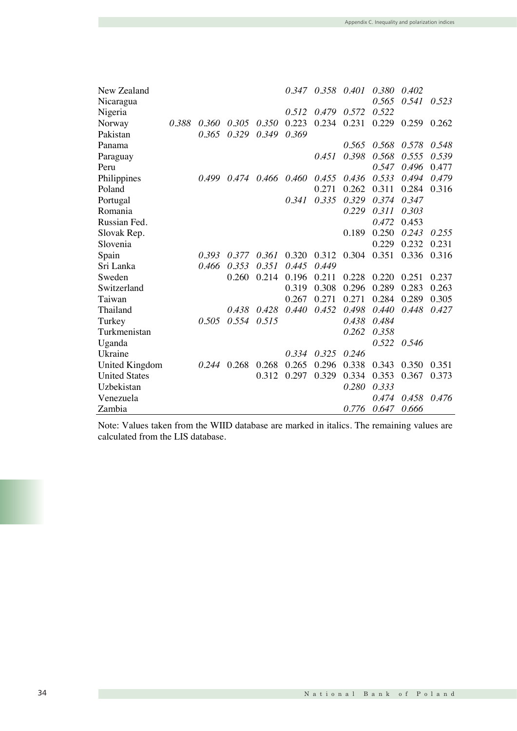| | | | | | | | | | | |
|---|---|---|---|---|---|---|---|---|---|---|
| New Zealand | | | | | *0.347* | *0.358* | *0.401* | *0.380* | *0.402* | |
| Nicaragua | | | | | | | | *0.565* | *0.541* | *0.523* |
| Nigeria | | | | | *0.512* | *0.479* | *0.572* | *0.522* | | |
| Norway | *0.388* | *0.360* | *0.305* | *0.350* | 0.223 | 0.234 | 0.231 | 0.229 | 0.259 | 0.262 |
| Pakistan | | *0.365* | *0.329* | *0.349* | *0.369* | | | | | |
| Panama | | | | | | | *0.565* | *0.568* | *0.578* | *0.548* |
| Paraguay | | | | | | *0.451* | *0.398* | *0.568* | *0.555* | *0.539* |
| Peru | | | | | | | | *0.547* | *0.496* | 0.477 |
| Philippines | | *0.499* | *0.474* | *0.466* | *0.460* | *0.455* | *0.436* | *0.533* | *0.494* | *0.479* |
| Poland | | | | | | 0.271 | 0.262 | 0.311 | 0.284 | 0.316 |
| Portugal | | | | | *0.341* | *0.335* | *0.329* | *0.374* | *0.347* | |
| Romania | | | | | | | *0.229* | *0.311* | *0.303* | |
| Russian Fed. | | | | | | | | *0.472* | 0.453 | |
| Slovak Rep. | | | | | | | 0.189 | 0.250 | *0.243* | *0.255* |
| Slovenia | | | | | | | | 0.229 | 0.232 | 0.231 |
| Spain | | *0.393* | *0.377* | *0.361* | 0.320 | 0.312 | 0.304 | 0.351 | 0.336 | 0.316 |
| Sri Lanka | | *0.466* | *0.353* | *0.351* | *0.445* | *0.449* | | | | |
| Sweden | | | 0.260 | 0.214 | 0.196 | 0.211 | 0.228 | 0.220 | 0.251 | 0.237 |
| Switzerland | | | | | 0.319 | 0.308 | 0.296 | 0.289 | 0.283 | 0.263 |
| Taiwan | | | | | 0.267 | 0.271 | 0.271 | 0.284 | 0.289 | 0.305 |
| Thailand | | | *0.438* | *0.428* | *0.440* | *0.452* | *0.498* | *0.440* | *0.448* | *0.427* |
| Turkey | | *0.505* | *0.554* | *0.515* | | | *0.438* | *0.484* | | |
| Turkmenistan | | | | | | | *0.262* | *0.358* | | |
| Uganda | | | | | | | | *0.522* | *0.546* | |
| Ukraine | | | | | *0.334* | *0.325* | *0.246* | | | |
| United Kingdom | | *0.244* | 0.268 | 0.268 | 0.265 | 0.296 | 0.338 | 0.343 | 0.350 | 0.351 |
| United States | | | | 0.312 | 0.297 | 0.329 | 0.334 | 0.353 | 0.367 | 0.373 |
| Uzbekistan | | | | | | | *0.280* | *0.333* | | |
| Venezuela | | | | | | | | *0.474* | *0.458* | *0.476* |
| Zambia | | | | | | | *0.776* | *0.647* | *0.666* | |

Note: Values taken from the WIID database are marked in italics. The remaining values are calculated from the LIS database.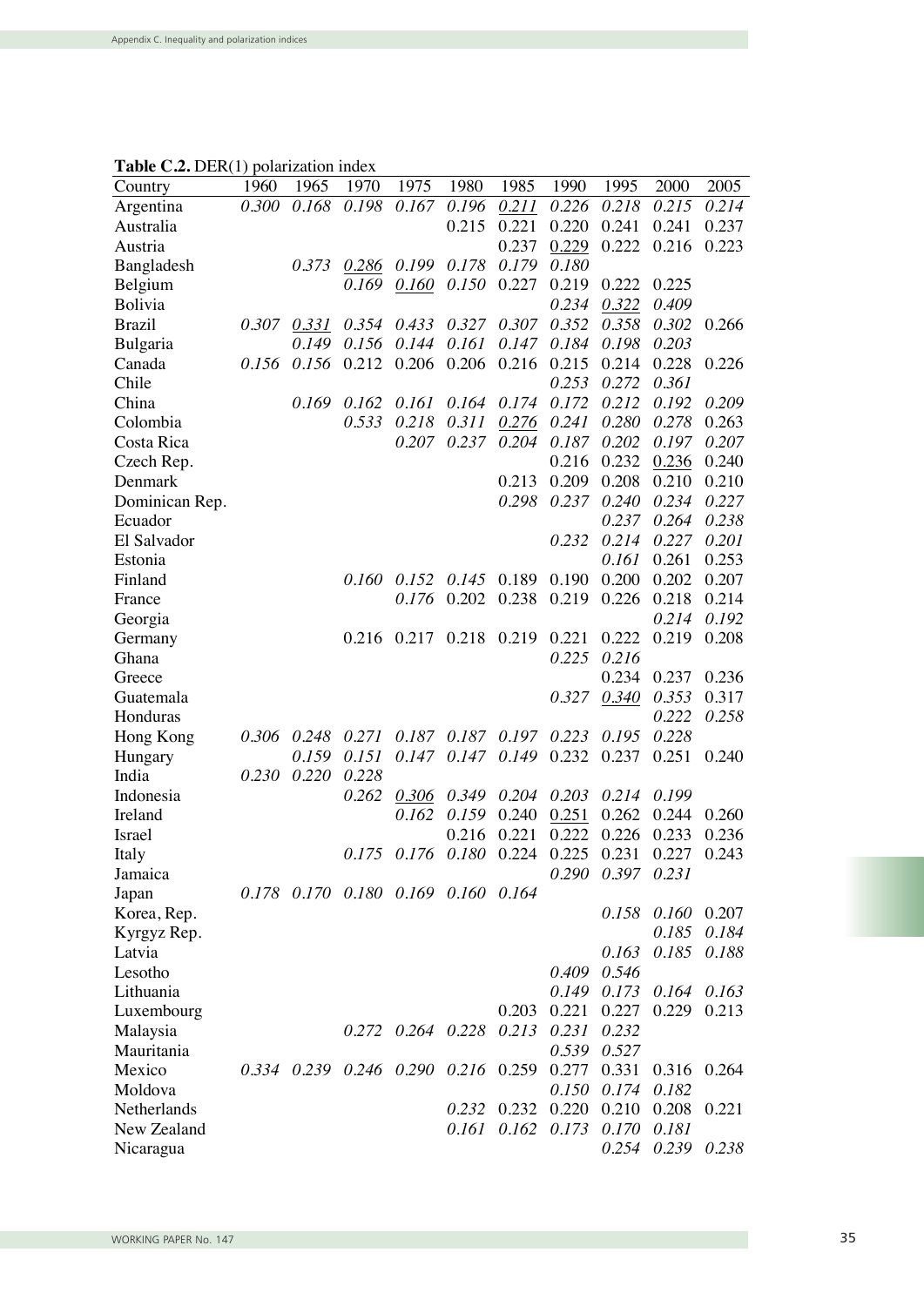**Table C.2.** DER(1) polarization index

| Country | 1960 | 1965 | 1970 | 1975 | 1980 | 1985 | 1990 | 1995 | 2000 | 2005 |
|---|---|---|---|---|---|---|---|---|---|---|
| Argentina | *0.300* | *0.168* | *0.198* | *0.167* | *0.196* | *0.211* | *0.226* | *0.218* | *0.215* | *0.214* |
| Australia | | | | | 0.215 | 0.221 | 0.220 | 0.241 | 0.241 | 0.237 |
| Austria | | | | | | 0.237 | 0.229 | 0.222 | 0.216 | 0.223 |
| Bangladesh | | *0.373* | *0.286* | *0.199* | *0.178* | *0.179* | *0.180* | | | |
| Belgium | | | *0.169* | *0.160* | *0.150* | 0.227 | 0.219 | 0.222 | 0.225 | |
| Bolivia | | | | | | | *0.234* | *0.322* | *0.409* | |
| Brazil | *0.307* | *0.331* | *0.354* | *0.433* | *0.327* | *0.307* | *0.352* | *0.358* | *0.302* | 0.266 |
| Bulgaria | | *0.149* | *0.156* | *0.144* | *0.161* | *0.147* | *0.184* | *0.198* | *0.203* | |
| Canada | *0.156* | *0.156* | 0.212 | 0.206 | 0.206 | 0.216 | 0.215 | 0.214 | 0.228 | 0.226 |
| Chile | | | | | | | *0.253* | *0.272* | *0.361* | |
| China | | *0.169* | *0.162* | *0.161* | *0.164* | *0.174* | *0.172* | *0.212* | *0.192* | *0.209* |
| Colombia | | | *0.533* | *0.218* | *0.311* | *0.276* | *0.241* | *0.280* | *0.278* | 0.263 |
| Costa Rica | | | | *0.207* | *0.237* | *0.204* | *0.187* | *0.202* | *0.197* | *0.207* |
| Czech Rep. | | | | | | | 0.216 | 0.232 | 0.236 | 0.240 |
| Denmark | | | | | | 0.213 | 0.209 | 0.208 | 0.210 | 0.210 |
| Dominican Rep. | | | | | | *0.298* | *0.237* | *0.240* | *0.234* | *0.227* |
| Ecuador | | | | | | | | *0.237* | *0.264* | *0.238* |
| El Salvador | | | | | | | *0.232* | *0.214* | *0.227* | *0.201* |
| Estonia | | | | | | | | *0.161* | 0.261 | 0.253 |
| Finland | | | *0.160* | *0.152* | *0.145* | 0.189 | 0.190 | 0.200 | 0.202 | 0.207 |
| France | | | | *0.176* | 0.202 | 0.238 | 0.219 | 0.226 | 0.218 | 0.214 |
| Georgia | | | | | | | | | *0.214* | *0.192* |
| Germany | | | 0.216 | 0.217 | 0.218 | 0.219 | 0.221 | 0.222 | 0.219 | 0.208 |
| Ghana | | | | | | | *0.225* | *0.216* | | |
| Greece | | | | | | | | 0.234 | 0.237 | 0.236 |
| Guatemala | | | | | | | *0.327* | *0.340* | *0.353* | 0.317 |
| Honduras | | | | | | | | | *0.222* | *0.258* |
| Hong Kong | *0.306* | *0.248* | *0.271* | *0.187* | *0.187* | *0.197* | *0.223* | *0.195* | *0.228* | |
| Hungary | | *0.159* | *0.151* | *0.147* | *0.147* | *0.149* | 0.232 | 0.237 | 0.251 | 0.240 |
| India | *0.230* | *0.220* | *0.228* | | | | | | | |
| Indonesia | | | *0.262* | *0.306* | *0.349* | *0.204* | *0.203* | *0.214* | *0.199* | |
| Ireland | | | | *0.162* | *0.159* | 0.240 | 0.251 | 0.262 | 0.244 | 0.260 |
| Israel | | | | | 0.216 | 0.221 | 0.222 | 0.226 | 0.233 | 0.236 |
| Italy | | | *0.175* | *0.176* | *0.180* | 0.224 | 0.225 | 0.231 | 0.227 | 0.243 |
| Jamaica | | | | | | | *0.290* | *0.397* | *0.231* | |
| Japan | *0.178* | *0.170* | *0.180* | *0.169* | *0.160* | *0.164* | | | | |
| Korea, Rep. | | | | | | | | *0.158* | *0.160* | 0.207 |
| Kyrgyz Rep. | | | | | | | | | *0.185* | *0.184* |
| Latvia | | | | | | | | *0.163* | *0.185* | *0.188* |
| Lesotho | | | | | | | *0.409* | *0.546* | | |
| Lithuania | | | | | | | *0.149* | *0.173* | *0.164* | *0.163* |
| Luxembourg | | | | | | 0.203 | 0.221 | 0.227 | 0.229 | 0.213 |
| Malaysia | | | *0.272* | *0.264* | *0.228* | *0.213* | *0.231* | *0.232* | | |
| Mauritania | | | | | | | *0.539* | *0.527* | | |
| Mexico | *0.334* | *0.239* | *0.246* | *0.290* | *0.216* | 0.259 | 0.277 | 0.331 | 0.316 | 0.264 |
| Moldova | | | | | | | *0.150* | *0.174* | *0.182* | |
| Netherlands | | | | | *0.232* | 0.232 | 0.220 | 0.210 | 0.208 | 0.221 |
| New Zealand | | | | | *0.161* | *0.162* | *0.173* | *0.170* | *0.181* | |
| Nicaragua | | | | | | | | *0.254* | *0.239* | *0.238* |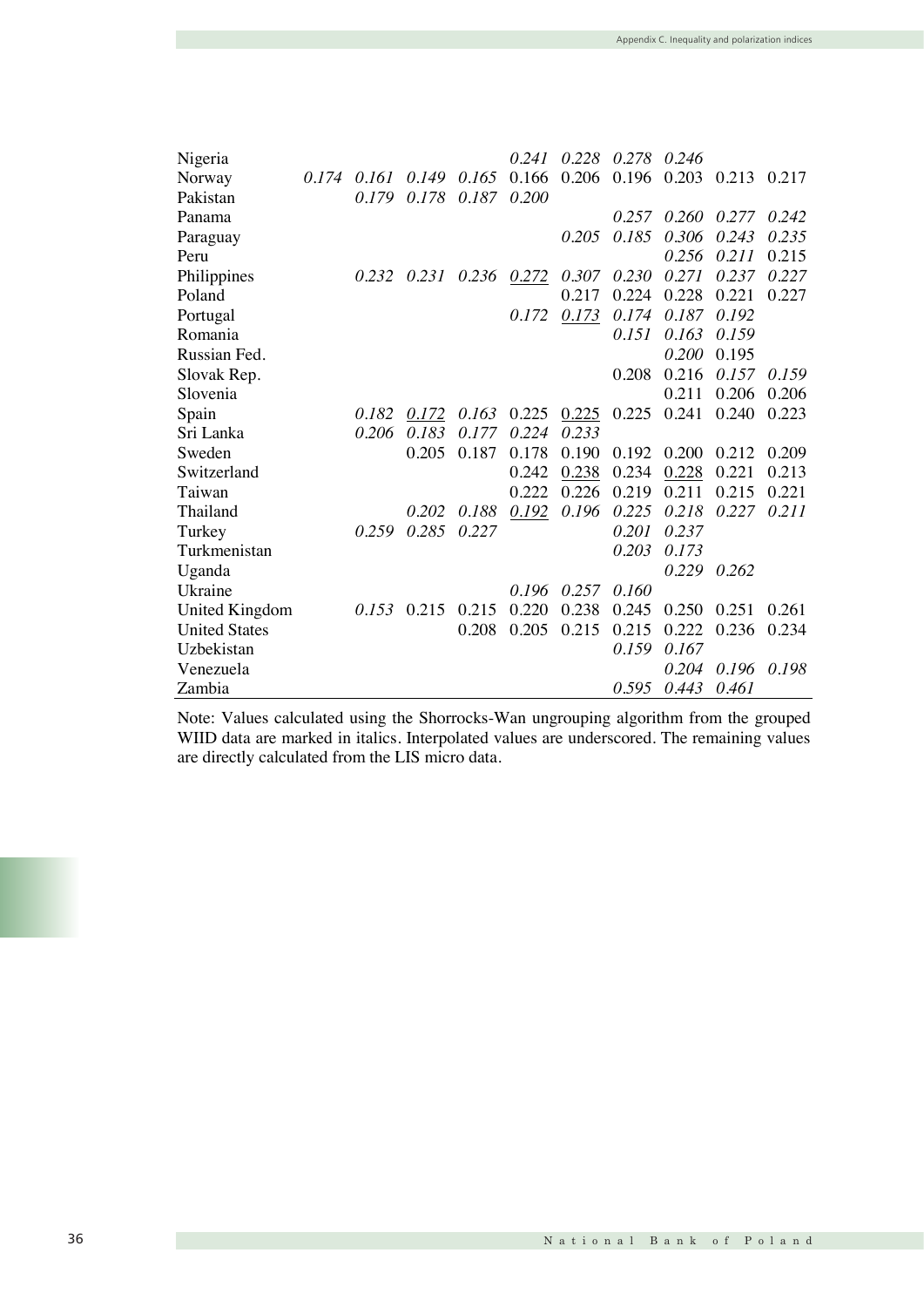| | | | | | | | | | | |
|---|---|---|---|---|---|---|---|---|---|---|
| Nigeria | | | | | *0.241* | *0.228* | *0.278* | *0.246* | | |
| Norway | *0.174* | *0.161* | *0.149* | *0.165* | 0.166 | 0.206 | 0.196 | 0.203 | 0.213 | 0.217 |
| Pakistan | | *0.179* | *0.178* | *0.187* | *0.200* | | | | | |
| Panama | | | | | | | *0.257* | *0.260* | *0.277* | *0.242* |
| Paraguay | | | | | | *0.205* | *0.185* | *0.306* | *0.243* | *0.235* |
| Peru | | | | | | | | *0.256* | *0.211* | 0.215 |
| Philippines | | *0.232* | *0.231* | *0.236* | <u>*0.272*</u> | *0.307* | *0.230* | *0.271* | *0.237* | *0.227* |
| Poland | | | | | | 0.217 | 0.224 | 0.228 | 0.221 | 0.227 |
| Portugal | | | | | *0.172* | <u>*0.173*</u> | *0.174* | *0.187* | *0.192* | |
| Romania | | | | | | | *0.151* | *0.163* | *0.159* | |
| Russian Fed. | | | | | | | | *0.200* | 0.195 | |
| Slovak Rep. | | | | | | | 0.208 | 0.216 | *0.157* | *0.159* |
| Slovenia | | | | | | | | 0.211 | 0.206 | 0.206 |
| Spain | | *0.182* | <u>*0.172*</u> | *0.163* | 0.225 | <u>0.225</u> | 0.225 | 0.241 | 0.240 | 0.223 |
| Sri Lanka | | *0.206* | *0.183* | *0.177* | *0.224* | *0.233* | | | | |
| Sweden | | | 0.205 | 0.187 | 0.178 | 0.190 | 0.192 | 0.200 | 0.212 | 0.209 |
| Switzerland | | | | | 0.242 | <u>0.238</u> | 0.234 | <u>0.228</u> | 0.221 | 0.213 |
| Taiwan | | | | | 0.222 | 0.226 | 0.219 | 0.211 | 0.215 | 0.221 |
| Thailand | | | *0.202* | *0.188* | <u>*0.192*</u> | *0.196* | *0.225* | *0.218* | *0.227* | *0.211* |
| Turkey | | *0.259* | *0.285* | *0.227* | | | *0.201* | *0.237* | | |
| Turkmenistan | | | | | | | *0.203* | *0.173* | | |
| Uganda | | | | | | | | *0.229* | *0.262* | |
| Ukraine | | | | | *0.196* | *0.257* | *0.160* | | | |
| United Kingdom | | *0.153* | 0.215 | 0.215 | 0.220 | 0.238 | 0.245 | 0.250 | 0.251 | 0.261 |
| United States | | | | 0.208 | 0.205 | 0.215 | 0.215 | 0.222 | 0.236 | 0.234 |
| Uzbekistan | | | | | | | *0.159* | *0.167* | | |
| Venezuela | | | | | | | | *0.204* | *0.196* | *0.198* |
| Zambia | | | | | | | *0.595* | *0.443* | *0.461* | |

Note: Values calculated using the Shorrocks-Wan ungrouping algorithm from the grouped WIID data are marked in italics. Interpolated values are underscored. The remaining values are directly calculated from the LIS micro data.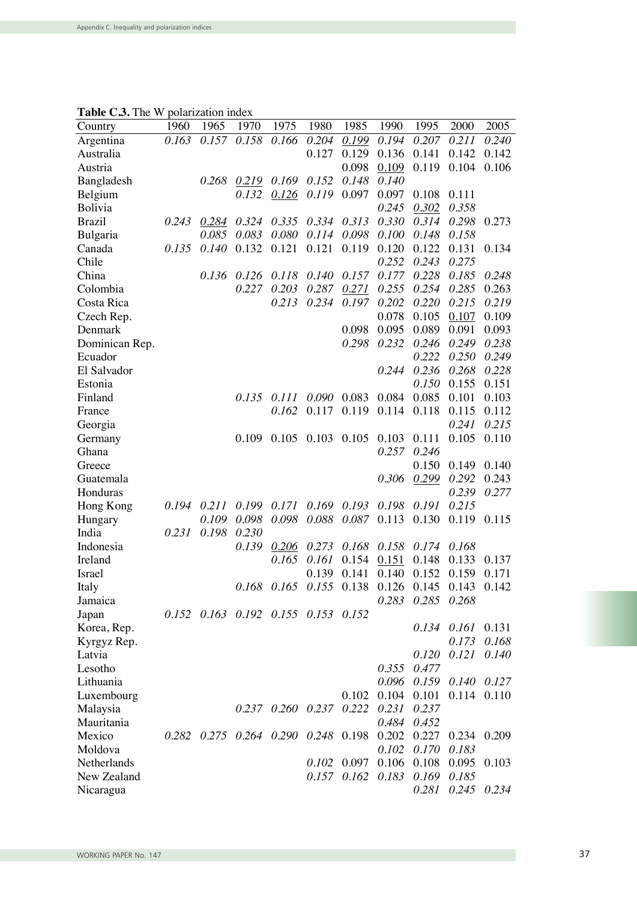**Table C.3.** The W polarization index

| Country | 1960 | 1965 | 1970 | 1975 | 1980 | 1985 | 1990 | 1995 | 2000 | 2005 |
|---|---|---|---|---|---|---|---|---|---|---|
| Argentina | *0.163* | *0.157* | *0.158* | *0.166* | *0.204* | *<u>0.199</u>* | *0.194* | *0.207* | *0.211* | *0.240* |
| Australia | | | | | 0.127 | 0.129 | 0.136 | 0.141 | 0.142 | 0.142 |
| Austria | | | | | | 0.098 | <u>0.109</u> | 0.119 | 0.104 | 0.106 |
| Bangladesh | | *0.268* | *<u>0.219</u>* | *0.169* | *0.152* | *0.148* | *0.140* | | | |
| Belgium | | | *0.132* | *<u>0.126</u>* | *0.119* | 0.097 | 0.097 | 0.108 | 0.111 | |
| Bolivia | | | | | | | *0.245* | *<u>0.302</u>* | *0.358* | |
| Brazil | *0.243* | *<u>0.284</u>* | *0.324* | *0.335* | *0.334* | *0.313* | *0.330* | *0.314* | *0.298* | 0.273 |
| Bulgaria | | *0.085* | *0.083* | *0.080* | *0.114* | *0.098* | *0.100* | *0.148* | *0.158* | |
| Canada | *0.135* | *0.140* | 0.132 | 0.121 | 0.121 | 0.119 | 0.120 | 0.122 | 0.131 | 0.134 |
| Chile | | | | | | | *0.252* | *0.243* | *0.275* | |
| China | | *0.136* | *0.126* | *0.118* | *0.140* | *0.157* | *0.177* | *0.228* | *0.185* | *0.248* |
| Colombia | | | *0.227* | *0.203* | *0.287* | *<u>0.271</u>* | *0.255* | *0.254* | *0.285* | 0.263 |
| Costa Rica | | | | *0.213* | *0.234* | *0.197* | *0.202* | *0.220* | *0.215* | *0.219* |
| Czech Rep. | | | | | | | 0.078 | 0.105 | <u>0.107</u> | 0.109 |
| Denmark | | | | | | 0.098 | 0.095 | 0.089 | 0.091 | 0.093 |
| Dominican Rep. | | | | | | *0.298* | *0.232* | *0.246* | *0.249* | *0.238* |
| Ecuador | | | | | | | | *0.222* | *0.250* | *0.249* |
| El Salvador | | | | | | | *0.244* | *0.236* | *0.268* | *0.228* |
| Estonia | | | | | | | | *0.150* | 0.155 | 0.151 |
| Finland | | | *0.135* | *0.111* | *0.090* | 0.083 | 0.084 | 0.085 | 0.101 | 0.103 |
| France | | | | *0.162* | 0.117 | 0.119 | 0.114 | 0.118 | 0.115 | 0.112 |
| Georgia | | | | | | | | | *0.241* | *0.215* |
| Germany | | | 0.109 | 0.105 | 0.103 | 0.105 | 0.103 | 0.111 | 0.105 | 0.110 |
| Ghana | | | | | | | *0.257* | *0.246* | | |
| Greece | | | | | | | | 0.150 | 0.149 | 0.140 |
| Guatemala | | | | | | | *0.306* | *<u>0.299</u>* | *0.292* | 0.243 |
| Honduras | | | | | | | | | *0.239* | *0.277* |
| Hong Kong | *0.194* | *0.211* | *0.199* | *0.171* | *0.169* | *0.193* | *0.198* | *0.191* | *0.215* | |
| Hungary | | *0.109* | *0.098* | *0.098* | *0.088* | *0.087* | 0.113 | 0.130 | 0.119 | 0.115 |
| India | *0.231* | *0.198* | *0.230* | | | | | | | |
| Indonesia | | | *0.139* | *<u>0.206</u>* | *0.273* | *0.168* | *0.158* | *0.174* | *0.168* | |
| Ireland | | | | *0.165* | *0.161* | 0.154 | <u>0.151</u> | 0.148 | 0.133 | 0.137 |
| Israel | | | | | 0.139 | 0.141 | 0.140 | 0.152 | 0.159 | 0.171 |
| Italy | | | *0.168* | *0.165* | *0.155* | 0.138 | 0.126 | 0.145 | 0.143 | 0.142 |
| Jamaica | | | | | | | *0.283* | *0.285* | *0.268* | |
| Japan | *0.152* | *0.163* | *0.192* | *0.155* | *0.153* | *0.152* | | | | |
| Korea, Rep. | | | | | | | | *0.134* | *0.161* | 0.131 |
| Kyrgyz Rep. | | | | | | | | | *0.173* | *0.168* |
| Latvia | | | | | | | | *0.120* | *0.121* | *0.140* |
| Lesotho | | | | | | | *0.355* | *0.477* | | |
| Lithuania | | | | | | | *0.096* | *0.159* | *0.140* | *0.127* |
| Luxembourg | | | | | | 0.102 | 0.104 | 0.101 | 0.114 | 0.110 |
| Malaysia | | | *0.237* | *0.260* | *0.237* | *0.222* | *0.231* | *0.237* | | |
| Mauritania | | | | | | | *0.484* | *0.452* | | |
| Mexico | *0.282* | *0.275* | *0.264* | *0.290* | *0.248* | 0.198 | 0.202 | 0.227 | 0.234 | 0.209 |
| Moldova | | | | | | | *0.102* | *0.170* | *0.183* | |
| Netherlands | | | | | *0.102* | 0.097 | 0.106 | 0.108 | 0.095 | 0.103 |
| New Zealand | | | | | *0.157* | *0.162* | *0.183* | *0.169* | *0.185* | |
| Nicaragua | | | | | | | | *0.281* | *0.245* | *0.234* |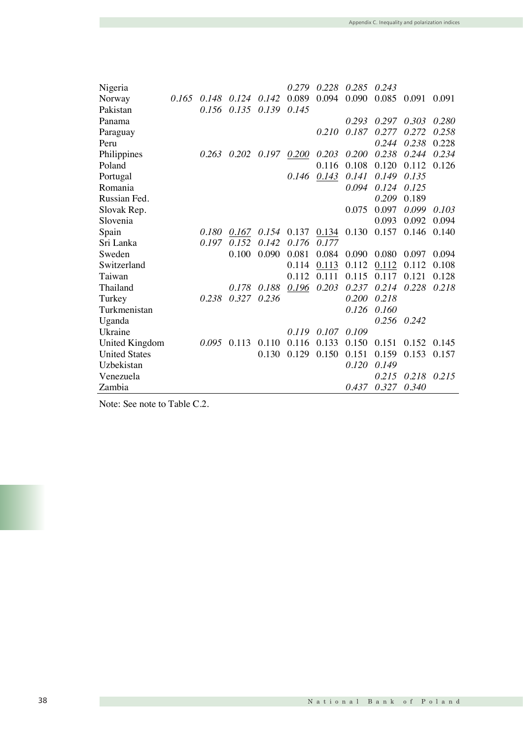| | | | | | | | | | | |
|---|---|---|---|---|---|---|---|---|---|---|
| Nigeria | | | | | *0.279* | *0.228* | *0.285* | *0.243* | | |
| Norway | *0.165* | *0.148* | *0.124* | *0.142* | 0.089 | 0.094 | 0.090 | 0.085 | 0.091 | 0.091 |
| Pakistan | | *0.156* | *0.135* | *0.139* | *0.145* | | | | | |
| Panama | | | | | | | *0.293* | *0.297* | *0.303* | *0.280* |
| Paraguay | | | | | | *0.210* | *0.187* | *0.277* | *0.272* | *0.258* |
| Peru | | | | | | | | *0.244* | *0.238* | 0.228 |
| Philippines | | *0.263* | *0.202* | *0.197* | *<u>0.200</u>* | *0.203* | *0.200* | *0.238* | *0.244* | *0.234* |
| Poland | | | | | | 0.116 | 0.108 | 0.120 | 0.112 | 0.126 |
| Portugal | | | | | *0.146* | *<u>0.143</u>* | *0.141* | *0.149* | *0.135* | |
| Romania | | | | | | | *0.094* | *0.124* | *0.125* | |
| Russian Fed. | | | | | | | | *0.209* | 0.189 | |
| Slovak Rep. | | | | | | | 0.075 | 0.097 | *0.099* | *0.103* |
| Slovenia | | | | | | | | 0.093 | 0.092 | 0.094 |
| Spain | | *0.180* | *<u>0.167</u>* | *0.154* | 0.137 | <u>0.134</u> | 0.130 | 0.157 | 0.146 | 0.140 |
| Sri Lanka | | *0.197* | *<u>0.152</u>* | *0.142* | *0.176* | *0.177* | | | | |
| Sweden | | | 0.100 | 0.090 | 0.081 | 0.084 | 0.090 | 0.080 | 0.097 | 0.094 |
| Switzerland | | | | | 0.114 | <u>0.113</u> | 0.112 | <u>0.112</u> | 0.112 | 0.108 |
| Taiwan | | | | | 0.112 | 0.111 | 0.115 | 0.117 | 0.121 | 0.128 |
| Thailand | | | *0.178* | *0.188* | *<u>0.196</u>* | *0.203* | *0.237* | *0.214* | *0.228* | *0.218* |
| Turkey | | *0.238* | *0.327* | *0.236* | | | *0.200* | *0.218* | | |
| Turkmenistan | | | | | | | *0.126* | *0.160* | | |
| Uganda | | | | | | | | *0.256* | *0.242* | |
| Ukraine | | | | | *0.119* | *0.107* | *0.109* | | | |
| United Kingdom | | *0.095* | 0.113 | 0.110 | 0.116 | 0.133 | 0.150 | 0.151 | 0.152 | 0.145 |
| United States | | | | 0.130 | 0.129 | 0.150 | 0.151 | 0.159 | 0.153 | 0.157 |
| Uzbekistan | | | | | | | *0.120* | *0.149* | | |
| Venezuela | | | | | | | | *0.215* | *0.218* | *0.215* |
| Zambia | | | | | | | *0.437* | *0.327* | *0.340* | |

Note: See note to Table C.2.